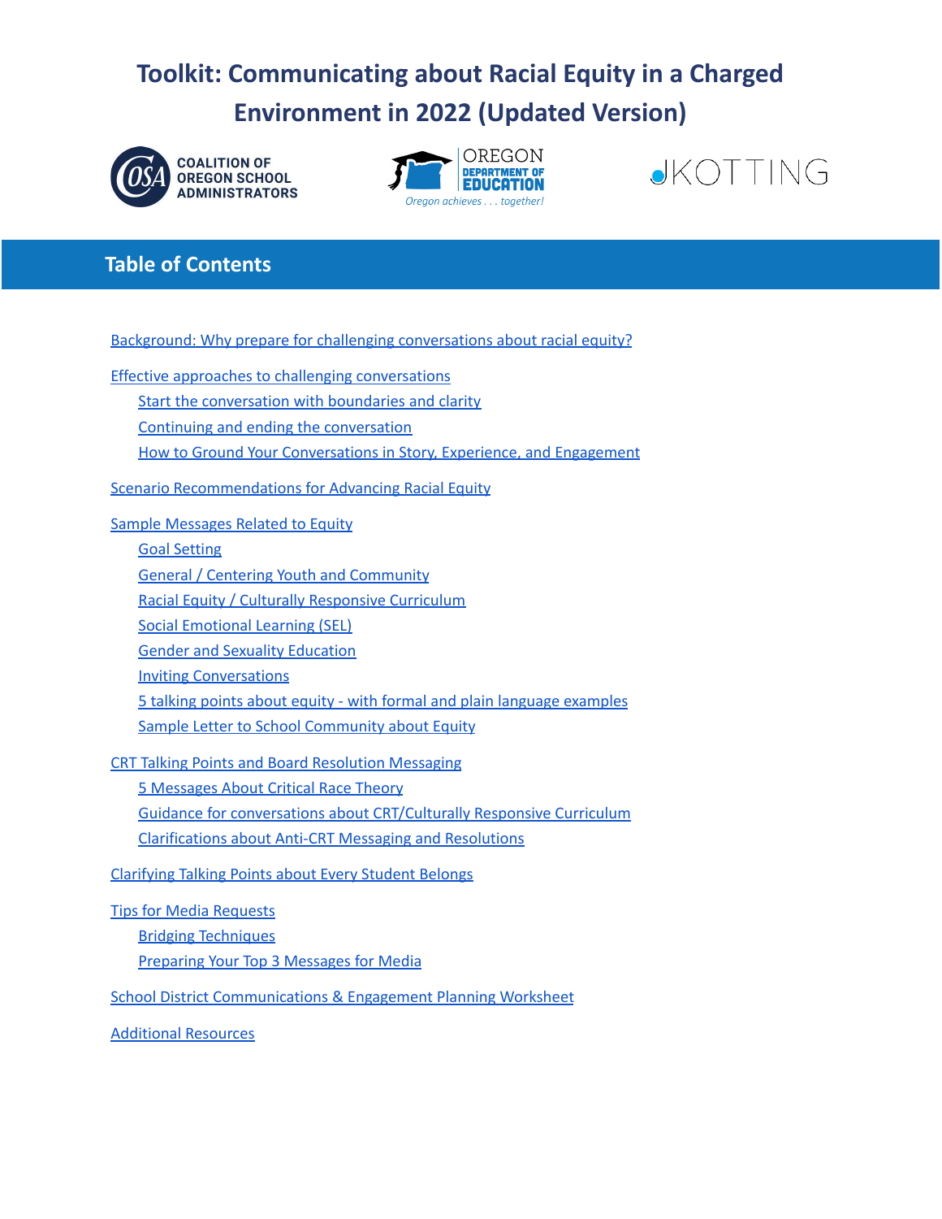# Toolkit: Communicating about Racial Equity in a Charged Environment in 2022 (Updated Version)

COALITION OF OREGON SCHOOL ADMINISTRATORS

OREGON DEPARTMENT OF EDUCATION
*Oregon achieves . . . together!*

JKOTTING

## Table of Contents

- Background: Why prepare for challenging conversations about racial equity?
- Effective approaches to challenging conversations
  - Start the conversation with boundaries and clarity
  - Continuing and ending the conversation
  - How to Ground Your Conversations in Story, Experience, and Engagement
- Scenario Recommendations for Advancing Racial Equity
- Sample Messages Related to Equity
  - Goal Setting
  - General / Centering Youth and Community
  - Racial Equity / Culturally Responsive Curriculum
  - Social Emotional Learning (SEL)
  - Gender and Sexuality Education
  - Inviting Conversations
  - 5 talking points about equity - with formal and plain language examples
  - Sample Letter to School Community about Equity
- CRT Talking Points and Board Resolution Messaging
  - 5 Messages About Critical Race Theory
  - Guidance for conversations about CRT/Culturally Responsive Curriculum
  - Clarifications about Anti-CRT Messaging and Resolutions
- Clarifying Talking Points about Every Student Belongs
- Tips for Media Requests
  - Bridging Techniques
  - Preparing Your Top 3 Messages for Media
- School District Communications & Engagement Planning Worksheet
- Additional Resources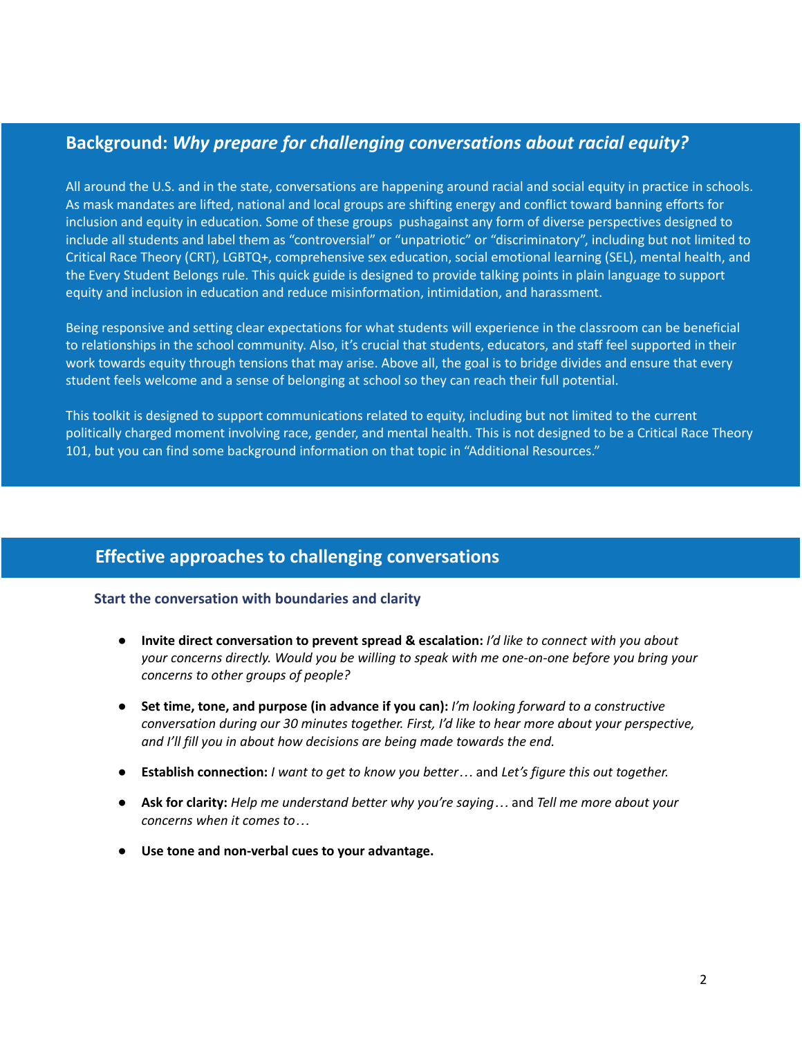## Background: *Why prepare for challenging conversations about racial equity?*

All around the U.S. and in the state, conversations are happening around racial and social equity in practice in schools. As mask mandates are lifted, national and local groups are shifting energy and conflict toward banning efforts for inclusion and equity in education. Some of these groups pushagainst any form of diverse perspectives designed to include all students and label them as “controversial” or “unpatriotic” or “discriminatory”, including but not limited to Critical Race Theory (CRT), LGBTQ+, comprehensive sex education, social emotional learning (SEL), mental health, and the Every Student Belongs rule. This quick guide is designed to provide talking points in plain language to support equity and inclusion in education and reduce misinformation, intimidation, and harassment.

Being responsive and setting clear expectations for what students will experience in the classroom can be beneficial to relationships in the school community. Also, it’s crucial that students, educators, and staff feel supported in their work towards equity through tensions that may arise. Above all, the goal is to bridge divides and ensure that every student feels welcome and a sense of belonging at school so they can reach their full potential.

This toolkit is designed to support communications related to equity, including but not limited to the current politically charged moment involving race, gender, and mental health. This is not designed to be a Critical Race Theory 101, but you can find some background information on that topic in “Additional Resources.”

## Effective approaches to challenging conversations

### Start the conversation with boundaries and clarity

- **Invite direct conversation to prevent spread & escalation:** *I’d like to connect with you about your concerns directly. Would you be willing to speak with me one-on-one before you bring your concerns to other groups of people?*
- **Set time, tone, and purpose (in advance if you can):** *I’m looking forward to a constructive conversation during our 30 minutes together. First, I’d like to hear more about your perspective, and I’ll fill you in about how decisions are being made towards the end.*
- **Establish connection:** *I want to get to know you better…* and *Let’s figure this out together.*
- **Ask for clarity:** *Help me understand better why you’re saying…* and *Tell me more about your concerns when it comes to…*
- **Use tone and non-verbal cues to your advantage.**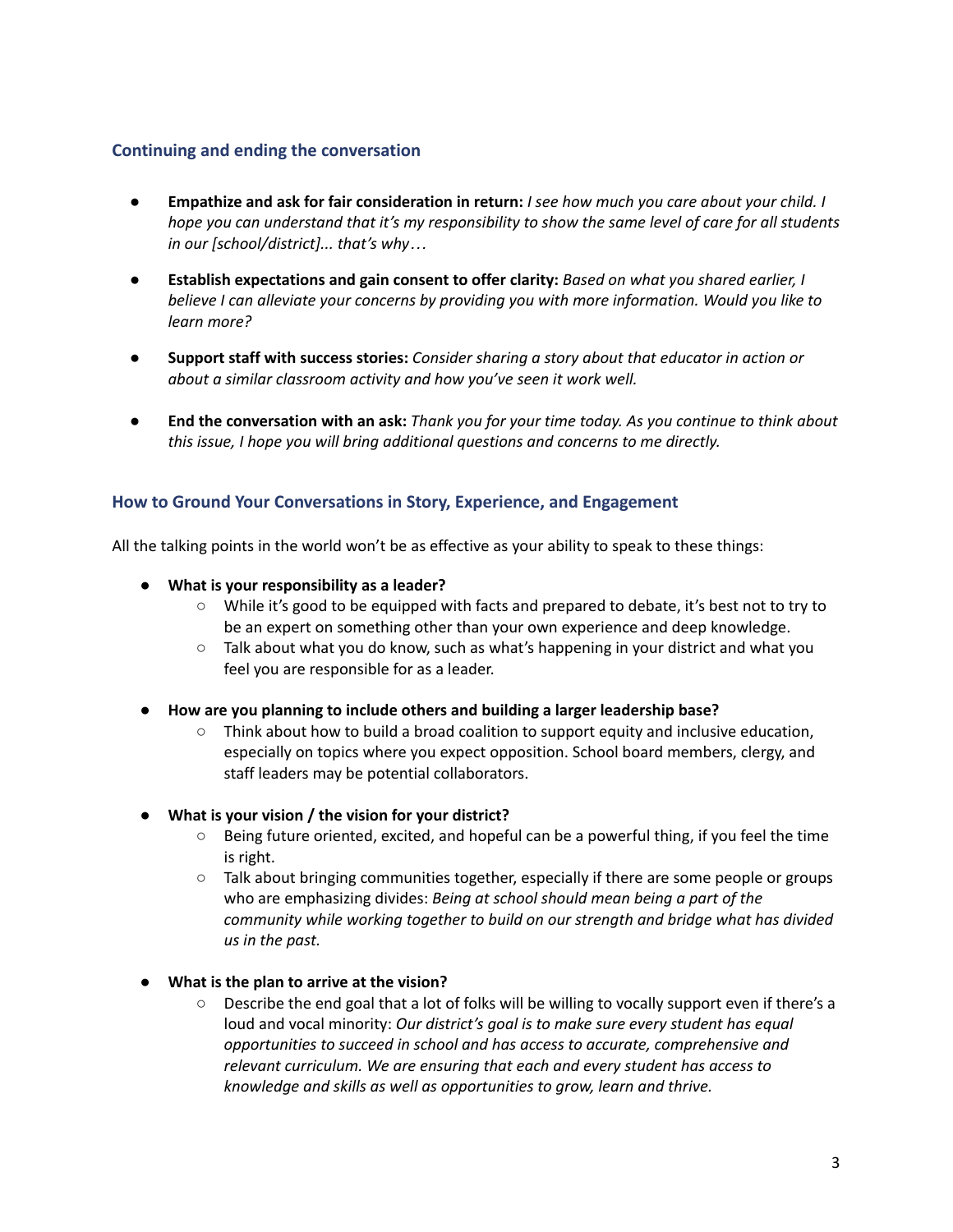### Continuing and ending the conversation

- **Empathize and ask for fair consideration in return:** *I see how much you care about your child. I hope you can understand that it's my responsibility to show the same level of care for all students in our [school/district]... that's why…*
- **Establish expectations and gain consent to offer clarity:** *Based on what you shared earlier, I believe I can alleviate your concerns by providing you with more information. Would you like to learn more?*
- **Support staff with success stories:** *Consider sharing a story about that educator in action or about a similar classroom activity and how you've seen it work well.*
- **End the conversation with an ask:** *Thank you for your time today. As you continue to think about this issue, I hope you will bring additional questions and concerns to me directly.*

### How to Ground Your Conversations in Story, Experience, and Engagement

All the talking points in the world won't be as effective as your ability to speak to these things:

- **What is your responsibility as a leader?**
  - While it's good to be equipped with facts and prepared to debate, it's best not to try to be an expert on something other than your own experience and deep knowledge.
  - Talk about what you do know, such as what's happening in your district and what you feel you are responsible for as a leader.
- **How are you planning to include others and building a larger leadership base?**
  - Think about how to build a broad coalition to support equity and inclusive education, especially on topics where you expect opposition. School board members, clergy, and staff leaders may be potential collaborators.
- **What is your vision / the vision for your district?**
  - Being future oriented, excited, and hopeful can be a powerful thing, if you feel the time is right.
  - Talk about bringing communities together, especially if there are some people or groups who are emphasizing divides: *Being at school should mean being a part of the community while working together to build on our strength and bridge what has divided us in the past.*
- **What is the plan to arrive at the vision?**
  - Describe the end goal that a lot of folks will be willing to vocally support even if there's a loud and vocal minority: *Our district's goal is to make sure every student has equal opportunities to succeed in school and has access to accurate, comprehensive and relevant curriculum. We are ensuring that each and every student has access to knowledge and skills as well as opportunities to grow, learn and thrive.*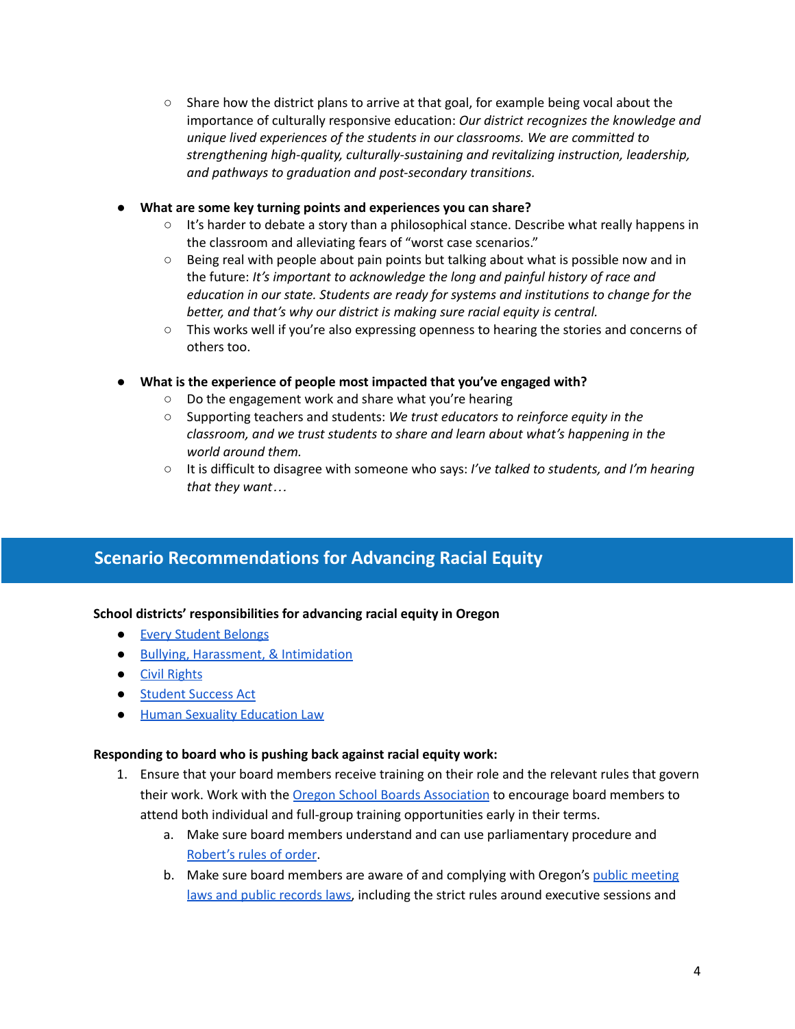- Share how the district plans to arrive at that goal, for example being vocal about the importance of culturally responsive education: *Our district recognizes the knowledge and unique lived experiences of the students in our classrooms. We are committed to strengthening high-quality, culturally-sustaining and revitalizing instruction, leadership, and pathways to graduation and post-secondary transitions.*

- **What are some key turning points and experiences you can share?**
    - It's harder to debate a story than a philosophical stance. Describe what really happens in the classroom and alleviating fears of "worst case scenarios."
    - Being real with people about pain points but talking about what is possible now and in the future: *It's important to acknowledge the long and painful history of race and education in our state. Students are ready for systems and institutions to change for the better, and that's why our district is making sure racial equity is central.*
    - This works well if you're also expressing openness to hearing the stories and concerns of others too.

- **What is the experience of people most impacted that you've engaged with?**
    - Do the engagement work and share what you're hearing
    - Supporting teachers and students: *We trust educators to reinforce equity in the classroom, and we trust students to share and learn about what's happening in the world around them.*
    - It is difficult to disagree with someone who says: *I've talked to students, and I'm hearing that they want…*

## Scenario Recommendations for Advancing Racial Equity

**School districts' responsibilities for advancing racial equity in Oregon**

- Every Student Belongs
- Bullying, Harassment, & Intimidation
- Civil Rights
- Student Success Act
- Human Sexuality Education Law

**Responding to board who is pushing back against racial equity work:**

1. Ensure that your board members receive training on their role and the relevant rules that govern their work. Work with the Oregon School Boards Association to encourage board members to attend both individual and full-group training opportunities early in their terms.
    a. Make sure board members understand and can use parliamentary procedure and Robert's rules of order.
    b. Make sure board members are aware of and complying with Oregon's public meeting laws and public records laws, including the strict rules around executive sessions and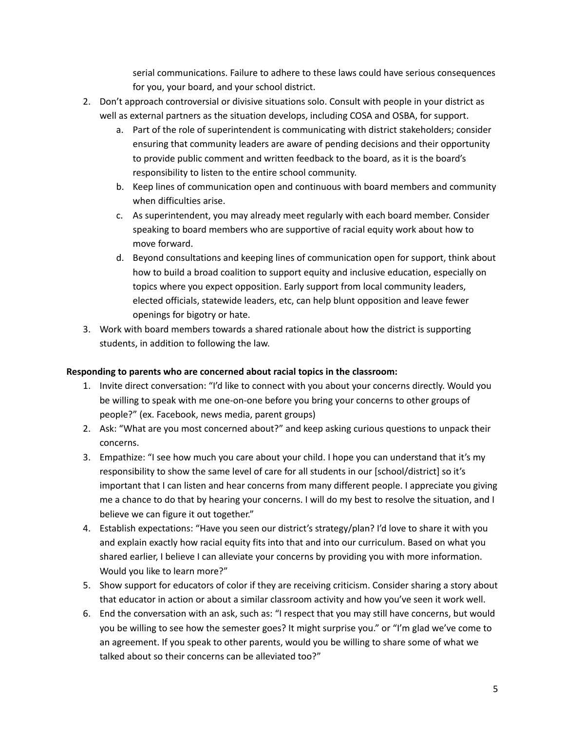serial communications. Failure to adhere to these laws could have serious consequences for you, your board, and your school district.

2. Don't approach controversial or divisive situations solo. Consult with people in your district as well as external partners as the situation develops, including COSA and OSBA, for support.
    a. Part of the role of superintendent is communicating with district stakeholders; consider ensuring that community leaders are aware of pending decisions and their opportunity to provide public comment and written feedback to the board, as it is the board's responsibility to listen to the entire school community.
    b. Keep lines of communication open and continuous with board members and community when difficulties arise.
    c. As superintendent, you may already meet regularly with each board member. Consider speaking to board members who are supportive of racial equity work about how to move forward.
    d. Beyond consultations and keeping lines of communication open for support, think about how to build a broad coalition to support equity and inclusive education, especially on topics where you expect opposition. Early support from local community leaders, elected officials, statewide leaders, etc, can help blunt opposition and leave fewer openings for bigotry or hate.
3. Work with board members towards a shared rationale about how the district is supporting students, in addition to following the law.

**Responding to parents who are concerned about racial topics in the classroom:**

1. Invite direct conversation: "I'd like to connect with you about your concerns directly. Would you be willing to speak with me one-on-one before you bring your concerns to other groups of people?" (ex. Facebook, news media, parent groups)
2. Ask: "What are you most concerned about?" and keep asking curious questions to unpack their concerns.
3. Empathize: "I see how much you care about your child. I hope you can understand that it's my responsibility to show the same level of care for all students in our [school/district] so it's important that I can listen and hear concerns from many different people. I appreciate you giving me a chance to do that by hearing your concerns. I will do my best to resolve the situation, and I believe we can figure it out together."
4. Establish expectations: "Have you seen our district's strategy/plan? I'd love to share it with you and explain exactly how racial equity fits into that and into our curriculum. Based on what you shared earlier, I believe I can alleviate your concerns by providing you with more information. Would you like to learn more?"
5. Show support for educators of color if they are receiving criticism. Consider sharing a story about that educator in action or about a similar classroom activity and how you've seen it work well.
6. End the conversation with an ask, such as: "I respect that you may still have concerns, but would you be willing to see how the semester goes? It might surprise you." or "I'm glad we've come to an agreement. If you speak to other parents, would you be willing to share some of what we talked about so their concerns can be alleviated too?"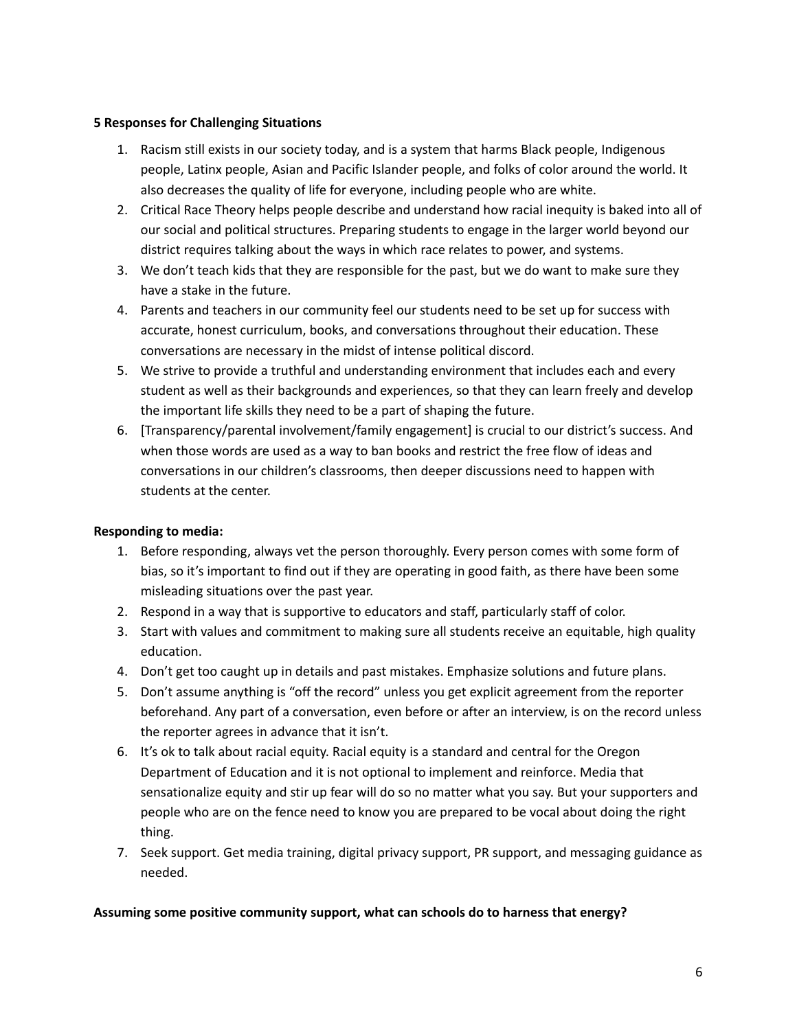**5 Responses for Challenging Situations**

1. Racism still exists in our society today, and is a system that harms Black people, Indigenous people, Latinx people, Asian and Pacific Islander people, and folks of color around the world. It also decreases the quality of life for everyone, including people who are white.
2. Critical Race Theory helps people describe and understand how racial inequity is baked into all of our social and political structures. Preparing students to engage in the larger world beyond our district requires talking about the ways in which race relates to power, and systems.
3. We don't teach kids that they are responsible for the past, but we do want to make sure they have a stake in the future.
4. Parents and teachers in our community feel our students need to be set up for success with accurate, honest curriculum, books, and conversations throughout their education. These conversations are necessary in the midst of intense political discord.
5. We strive to provide a truthful and understanding environment that includes each and every student as well as their backgrounds and experiences, so that they can learn freely and develop the important life skills they need to be a part of shaping the future.
6. [Transparency/parental involvement/family engagement] is crucial to our district's success. And when those words are used as a way to ban books and restrict the free flow of ideas and conversations in our children's classrooms, then deeper discussions need to happen with students at the center.

**Responding to media:**

1. Before responding, always vet the person thoroughly. Every person comes with some form of bias, so it's important to find out if they are operating in good faith, as there have been some misleading situations over the past year.
2. Respond in a way that is supportive to educators and staff, particularly staff of color.
3. Start with values and commitment to making sure all students receive an equitable, high quality education.
4. Don't get too caught up in details and past mistakes. Emphasize solutions and future plans.
5. Don't assume anything is "off the record" unless you get explicit agreement from the reporter beforehand. Any part of a conversation, even before or after an interview, is on the record unless the reporter agrees in advance that it isn't.
6. It's ok to talk about racial equity. Racial equity is a standard and central for the Oregon Department of Education and it is not optional to implement and reinforce. Media that sensationalize equity and stir up fear will do so no matter what you say. But your supporters and people who are on the fence need to know you are prepared to be vocal about doing the right thing.
7. Seek support. Get media training, digital privacy support, PR support, and messaging guidance as needed.

**Assuming some positive community support, what can schools do to harness that energy?**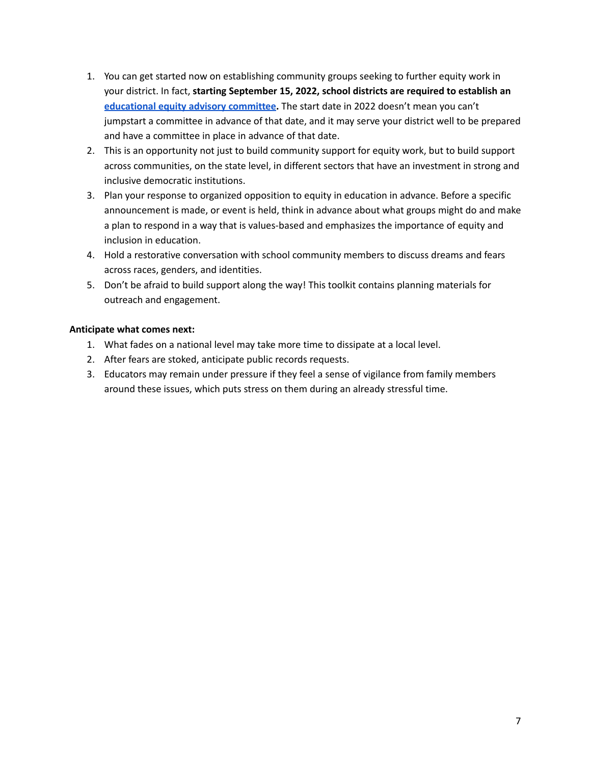1. You can get started now on establishing community groups seeking to further equity work in your district. In fact, **starting September 15, 2022, school districts are required to establish an [educational equity advisory committee](educational equity advisory committee).** The start date in 2022 doesn't mean you can't jumpstart a committee in advance of that date, and it may serve your district well to be prepared and have a committee in place in advance of that date.
2. This is an opportunity not just to build community support for equity work, but to build support across communities, on the state level, in different sectors that have an investment in strong and inclusive democratic institutions.
3. Plan your response to organized opposition to equity in education in advance. Before a specific announcement is made, or event is held, think in advance about what groups might do and make a plan to respond in a way that is values-based and emphasizes the importance of equity and inclusion in education.
4. Hold a restorative conversation with school community members to discuss dreams and fears across races, genders, and identities.
5. Don't be afraid to build support along the way! This toolkit contains planning materials for outreach and engagement.

**Anticipate what comes next:**

1. What fades on a national level may take more time to dissipate at a local level.
2. After fears are stoked, anticipate public records requests.
3. Educators may remain under pressure if they feel a sense of vigilance from family members around these issues, which puts stress on them during an already stressful time.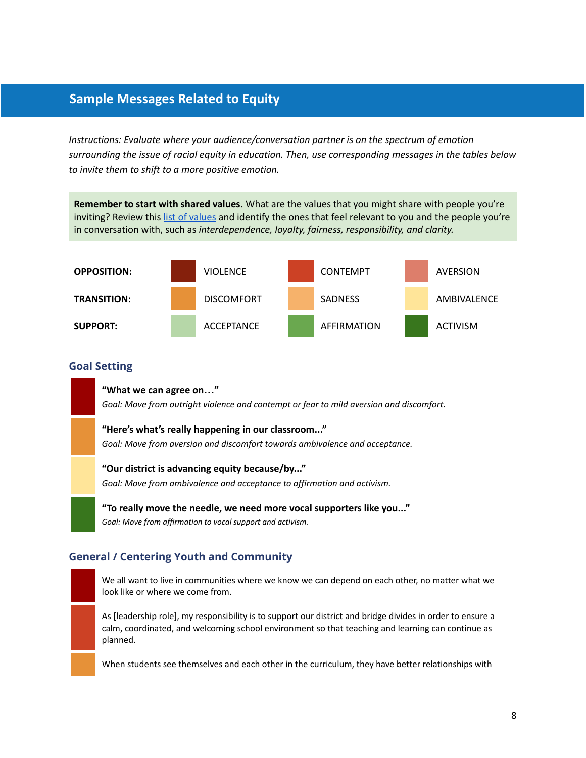## Sample Messages Related to Equity

*Instructions: Evaluate where your audience/conversation partner is on the spectrum of emotion surrounding the issue of racial equity in education. Then, use corresponding messages in the tables below to invite them to shift to a more positive emotion.*

**Remember to start with shared values.** What are the values that you might share with people you're inviting? Review this [list of values] and identify the ones that feel relevant to you and the people you're in conversation with, such as *interdependence, loyalty, fairness, responsibility, and clarity.*

| | | | |
|---|---|---|---|
| **OPPOSITION:** | VIOLENCE | CONTEMPT | AVERSION |
| **TRANSITION:** | DISCOMFORT | SADNESS | AMBIVALENCE |
| **SUPPORT:** | ACCEPTANCE | AFFIRMATION | ACTIVISM |

### Goal Setting

**"What we can agree on…"**
*Goal: Move from outright violence and contempt or fear to mild aversion and discomfort.*

**"Here's what's really happening in our classroom..."**
*Goal: Move from aversion and discomfort towards ambivalence and acceptance.*

**"Our district is advancing equity because/by..."**
*Goal: Move from ambivalence and acceptance to affirmation and activism.*

**"To really move the needle, we need more vocal supporters like you..."**
*Goal: Move from affirmation to vocal support and activism.*

### General / Centering Youth and Community

We all want to live in communities where we know we can depend on each other, no matter what we look like or where we come from.

As [leadership role], my responsibility is to support our district and bridge divides in order to ensure a calm, coordinated, and welcoming school environment so that teaching and learning can continue as planned.

When students see themselves and each other in the curriculum, they have better relationships with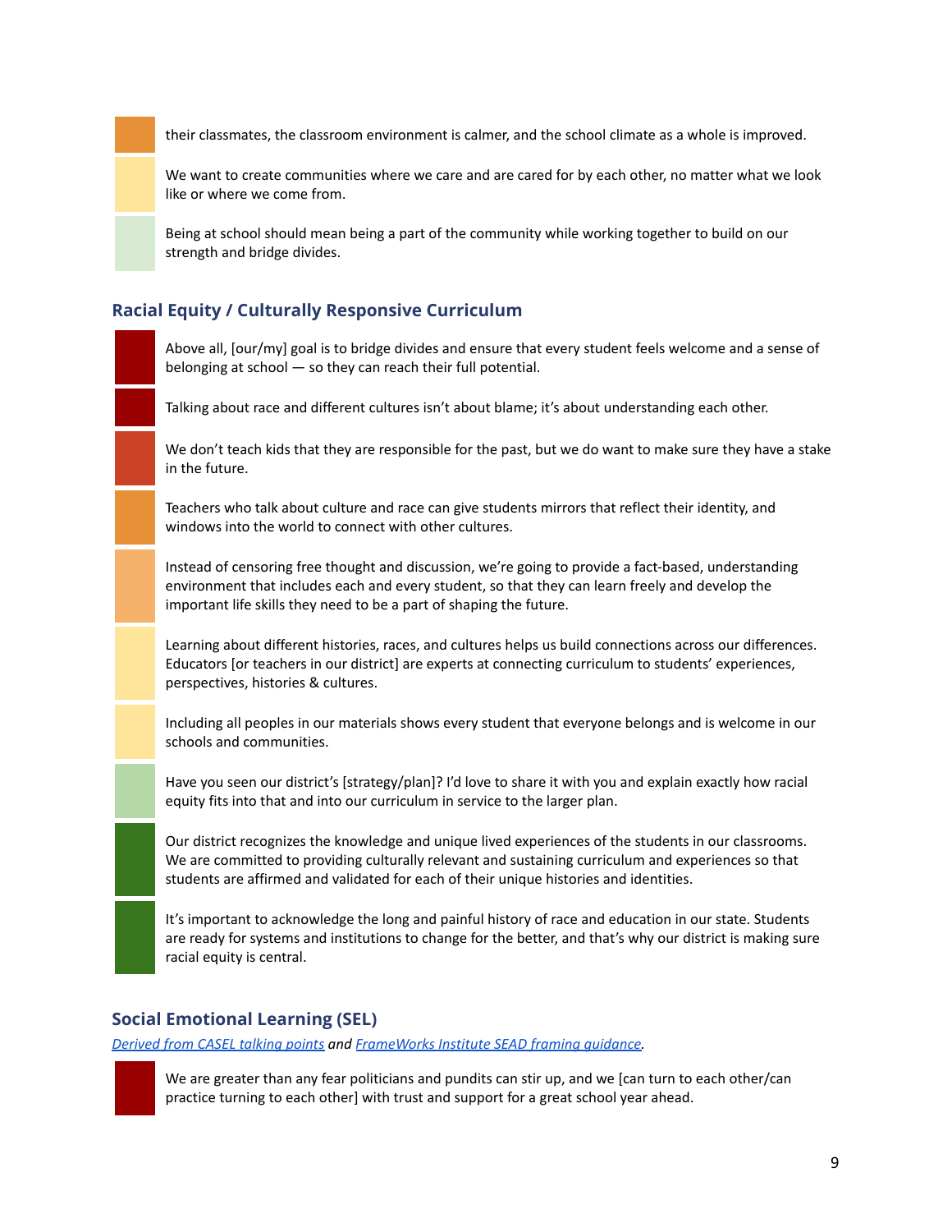their classmates, the classroom environment is calmer, and the school climate as a whole is improved.

We want to create communities where we care and are cared for by each other, no matter what we look like or where we come from.

Being at school should mean being a part of the community while working together to build on our strength and bridge divides.

## Racial Equity / Culturally Responsive Curriculum

Above all, [our/my] goal is to bridge divides and ensure that every student feels welcome and a sense of belonging at school — so they can reach their full potential.

Talking about race and different cultures isn't about blame; it's about understanding each other.

We don't teach kids that they are responsible for the past, but we do want to make sure they have a stake in the future.

Teachers who talk about culture and race can give students mirrors that reflect their identity, and windows into the world to connect with other cultures.

Instead of censoring free thought and discussion, we're going to provide a fact-based, understanding environment that includes each and every student, so that they can learn freely and develop the important life skills they need to be a part of shaping the future.

Learning about different histories, races, and cultures helps us build connections across our differences. Educators [or teachers in our district] are experts at connecting curriculum to students' experiences, perspectives, histories & cultures.

Including all peoples in our materials shows every student that everyone belongs and is welcome in our schools and communities.

Have you seen our district's [strategy/plan]? I'd love to share it with you and explain exactly how racial equity fits into that and into our curriculum in service to the larger plan.

Our district recognizes the knowledge and unique lived experiences of the students in our classrooms. We are committed to providing culturally relevant and sustaining curriculum and experiences so that students are affirmed and validated for each of their unique histories and identities.

It's important to acknowledge the long and painful history of race and education in our state. Students are ready for systems and institutions to change for the better, and that's why our district is making sure racial equity is central.

## Social Emotional Learning (SEL)

*Derived from CASEL talking points and FrameWorks Institute SEAD framing guidance.*

We are greater than any fear politicians and pundits can stir up, and we [can turn to each other/can practice turning to each other] with trust and support for a great school year ahead.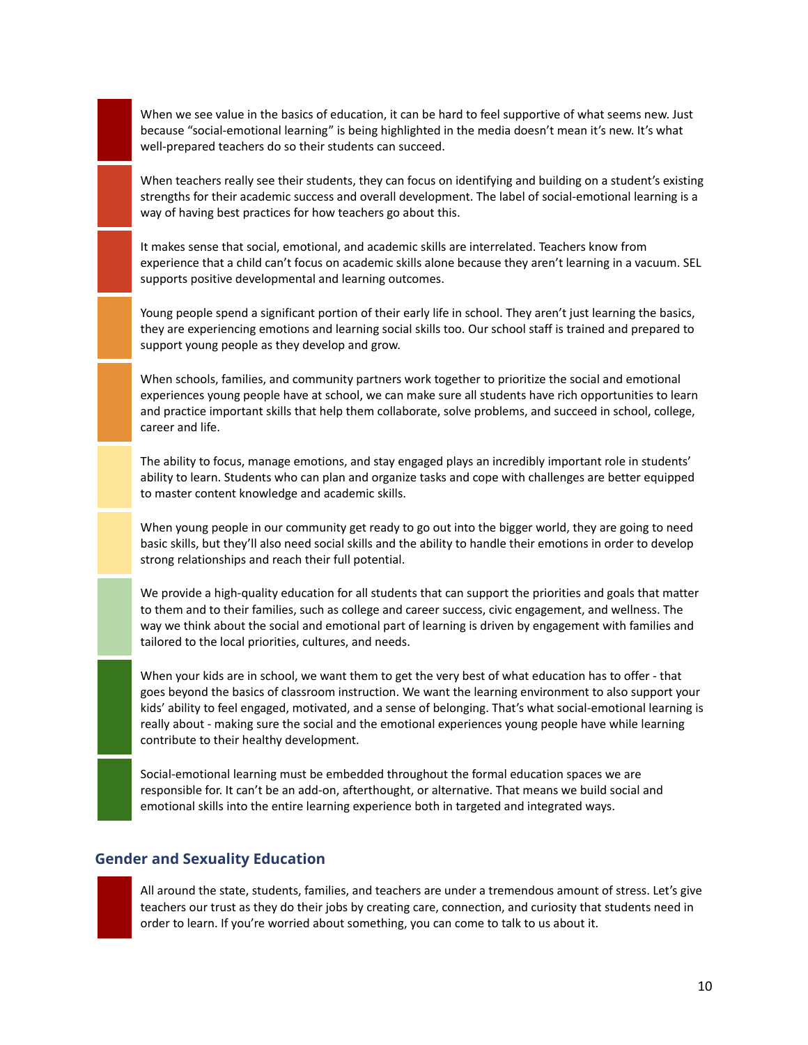When we see value in the basics of education, it can be hard to feel supportive of what seems new. Just because "social-emotional learning" is being highlighted in the media doesn't mean it's new. It's what well-prepared teachers do so their students can succeed.

When teachers really see their students, they can focus on identifying and building on a student's existing strengths for their academic success and overall development. The label of social-emotional learning is a way of having best practices for how teachers go about this.

It makes sense that social, emotional, and academic skills are interrelated. Teachers know from experience that a child can't focus on academic skills alone because they aren't learning in a vacuum. SEL supports positive developmental and learning outcomes.

Young people spend a significant portion of their early life in school. They aren't just learning the basics, they are experiencing emotions and learning social skills too. Our school staff is trained and prepared to support young people as they develop and grow.

When schools, families, and community partners work together to prioritize the social and emotional experiences young people have at school, we can make sure all students have rich opportunities to learn and practice important skills that help them collaborate, solve problems, and succeed in school, college, career and life.

The ability to focus, manage emotions, and stay engaged plays an incredibly important role in students' ability to learn. Students who can plan and organize tasks and cope with challenges are better equipped to master content knowledge and academic skills.

When young people in our community get ready to go out into the bigger world, they are going to need basic skills, but they'll also need social skills and the ability to handle their emotions in order to develop strong relationships and reach their full potential.

We provide a high-quality education for all students that can support the priorities and goals that matter to them and to their families, such as college and career success, civic engagement, and wellness. The way we think about the social and emotional part of learning is driven by engagement with families and tailored to the local priorities, cultures, and needs.

When your kids are in school, we want them to get the very best of what education has to offer - that goes beyond the basics of classroom instruction. We want the learning environment to also support your kids' ability to feel engaged, motivated, and a sense of belonging. That's what social-emotional learning is really about - making sure the social and the emotional experiences young people have while learning contribute to their healthy development.

Social-emotional learning must be embedded throughout the formal education spaces we are responsible for. It can't be an add-on, afterthought, or alternative. That means we build social and emotional skills into the entire learning experience both in targeted and integrated ways.

### Gender and Sexuality Education

All around the state, students, families, and teachers are under a tremendous amount of stress. Let's give teachers our trust as they do their jobs by creating care, connection, and curiosity that students need in order to learn. If you're worried about something, you can come to talk to us about it.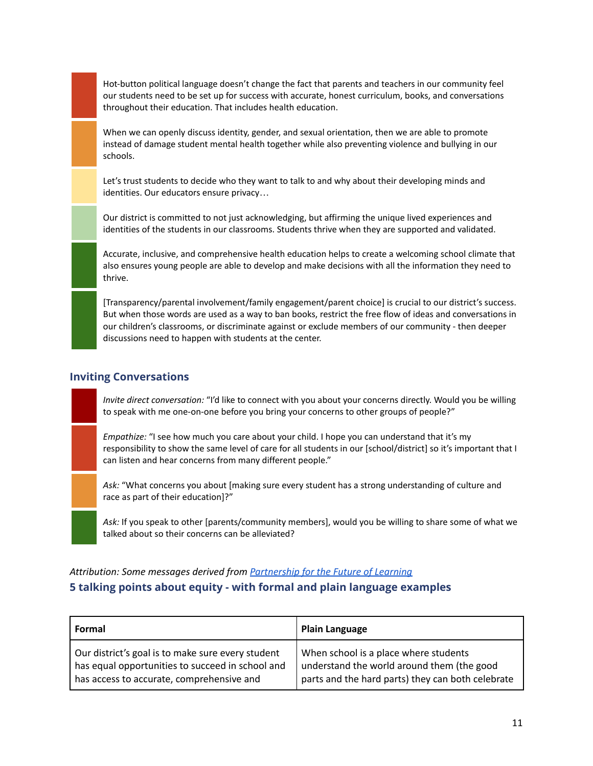Hot-button political language doesn't change the fact that parents and teachers in our community feel our students need to be set up for success with accurate, honest curriculum, books, and conversations throughout their education. That includes health education.

When we can openly discuss identity, gender, and sexual orientation, then we are able to promote instead of damage student mental health together while also preventing violence and bullying in our schools.

Let's trust students to decide who they want to talk to and why about their developing minds and identities. Our educators ensure privacy…

Our district is committed to not just acknowledging, but affirming the unique lived experiences and identities of the students in our classrooms. Students thrive when they are supported and validated.

Accurate, inclusive, and comprehensive health education helps to create a welcoming school climate that also ensures young people are able to develop and make decisions with all the information they need to thrive.

[Transparency/parental involvement/family engagement/parent choice] is crucial to our district's success. But when those words are used as a way to ban books, restrict the free flow of ideas and conversations in our children's classrooms, or discriminate against or exclude members of our community - then deeper discussions need to happen with students at the center.

### Inviting Conversations

*Invite direct conversation:* "I'd like to connect with you about your concerns directly. Would you be willing to speak with me one-on-one before you bring your concerns to other groups of people?"

*Empathize:* "I see how much you care about your child. I hope you can understand that it's my responsibility to show the same level of care for all students in our [school/district] so it's important that I can listen and hear concerns from many different people."

*Ask:* "What concerns you about [making sure every student has a strong understanding of culture and race as part of their education]?"

*Ask:* If you speak to other [parents/community members], would you be willing to share some of what we talked about so their concerns can be alleviated?

*Attribution: Some messages derived from Partnership for the Future of Learning*

### 5 talking points about equity - with formal and plain language examples

| Formal | Plain Language |
|---|---|
| Our district's goal is to make sure every student has equal opportunities to succeed in school and has access to accurate, comprehensive and | When school is a place where students understand the world around them (the good parts and the hard parts) they can both celebrate |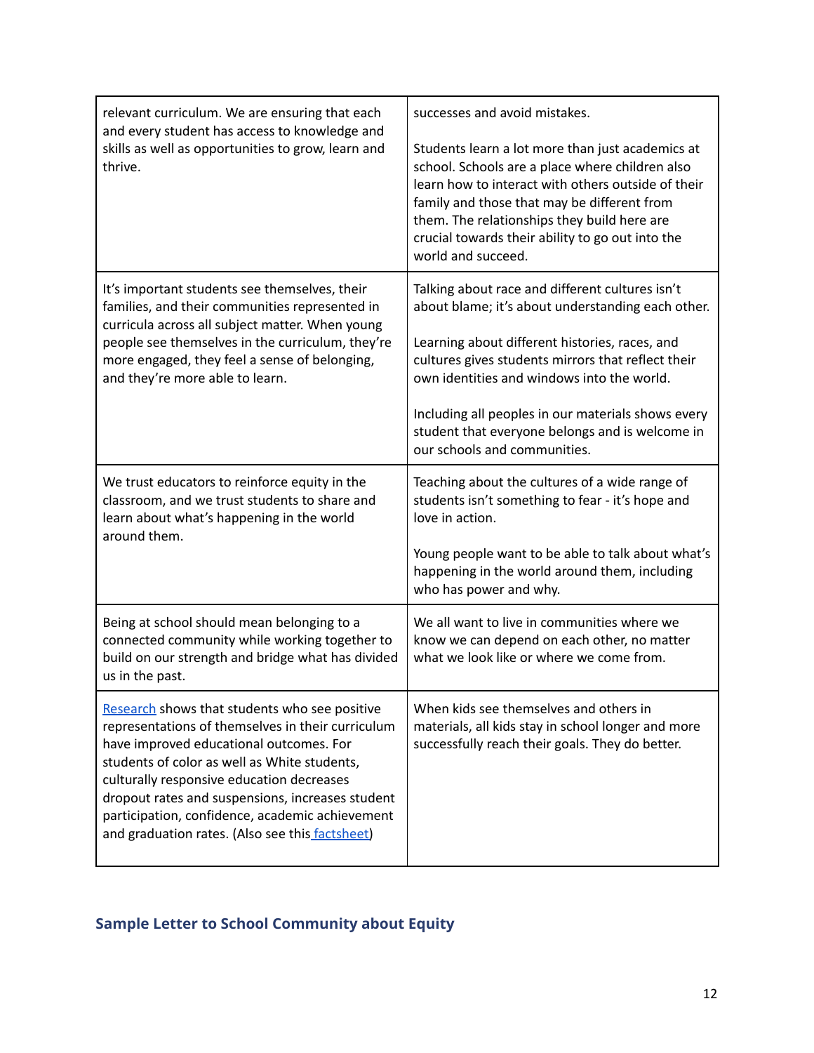| | |
|---|---|
| relevant curriculum. We are ensuring that each and every student has access to knowledge and skills as well as opportunities to grow, learn and thrive. | successes and avoid mistakes.<br><br>Students learn a lot more than just academics at school. Schools are a place where children also learn how to interact with others outside of their family and those that may be different from them. The relationships they build here are crucial towards their ability to go out into the world and succeed. |
| It's important students see themselves, their families, and their communities represented in curricula across all subject matter. When young people see themselves in the curriculum, they're more engaged, they feel a sense of belonging, and they're more able to learn. | Talking about race and different cultures isn't about blame; it's about understanding each other.<br><br>Learning about different histories, races, and cultures gives students mirrors that reflect their own identities and windows into the world.<br><br>Including all peoples in our materials shows every student that everyone belongs and is welcome in our schools and communities. |
| We trust educators to reinforce equity in the classroom, and we trust students to share and learn about what's happening in the world around them. | Teaching about the cultures of a wide range of students isn't something to fear - it's hope and love in action.<br><br>Young people want to be able to talk about what's happening in the world around them, including who has power and why. |
| Being at school should mean belonging to a connected community while working together to build on our strength and bridge what has divided us in the past. | We all want to live in communities where we know we can depend on each other, no matter what we look like or where we come from. |
| Research shows that students who see positive representations of themselves in their curriculum have improved educational outcomes. For students of color as well as White students, culturally responsive education decreases dropout rates and suspensions, increases student participation, confidence, academic achievement and graduation rates. (Also see this factsheet) | When kids see themselves and others in materials, all kids stay in school longer and more successfully reach their goals. They do better. |

## Sample Letter to School Community about Equity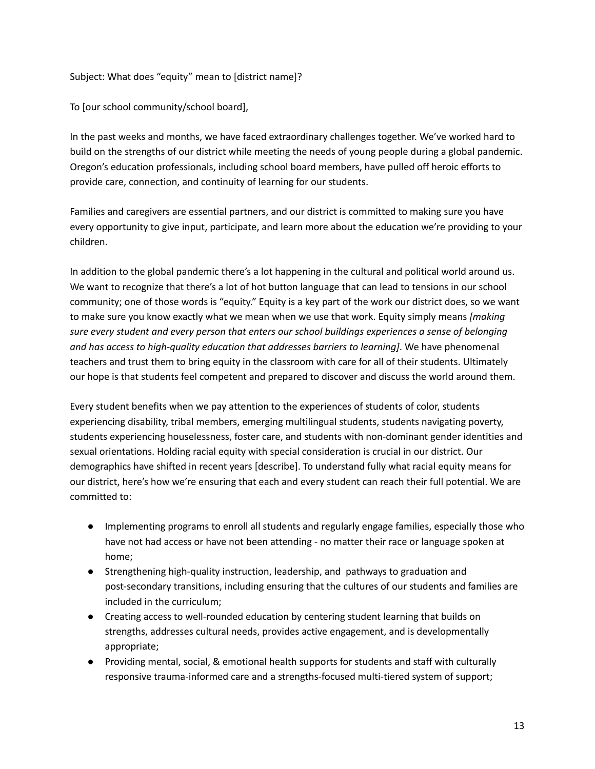Subject: What does "equity" mean to [district name]?

To [our school community/school board],

In the past weeks and months, we have faced extraordinary challenges together. We've worked hard to build on the strengths of our district while meeting the needs of young people during a global pandemic. Oregon's education professionals, including school board members, have pulled off heroic efforts to provide care, connection, and continuity of learning for our students.

Families and caregivers are essential partners, and our district is committed to making sure you have every opportunity to give input, participate, and learn more about the education we're providing to your children.

In addition to the global pandemic there's a lot happening in the cultural and political world around us. We want to recognize that there's a lot of hot button language that can lead to tensions in our school community; one of those words is "equity." Equity is a key part of the work our district does, so we want to make sure you know exactly what we mean when we use that work. Equity simply means *[making sure every student and every person that enters our school buildings experiences a sense of belonging and has access to high-quality education that addresses barriers to learning]*. We have phenomenal teachers and trust them to bring equity in the classroom with care for all of their students. Ultimately our hope is that students feel competent and prepared to discover and discuss the world around them.

Every student benefits when we pay attention to the experiences of students of color, students experiencing disability, tribal members, emerging multilingual students, students navigating poverty, students experiencing houselessness, foster care, and students with non-dominant gender identities and sexual orientations. Holding racial equity with special consideration is crucial in our district. Our demographics have shifted in recent years [describe]. To understand fully what racial equity means for our district, here's how we're ensuring that each and every student can reach their full potential. We are committed to:

- Implementing programs to enroll all students and regularly engage families, especially those who have not had access or have not been attending - no matter their race or language spoken at home;
- Strengthening high-quality instruction, leadership, and pathways to graduation and post-secondary transitions, including ensuring that the cultures of our students and families are included in the curriculum;
- Creating access to well-rounded education by centering student learning that builds on strengths, addresses cultural needs, provides active engagement, and is developmentally appropriate;
- Providing mental, social, & emotional health supports for students and staff with culturally responsive trauma-informed care and a strengths-focused multi-tiered system of support;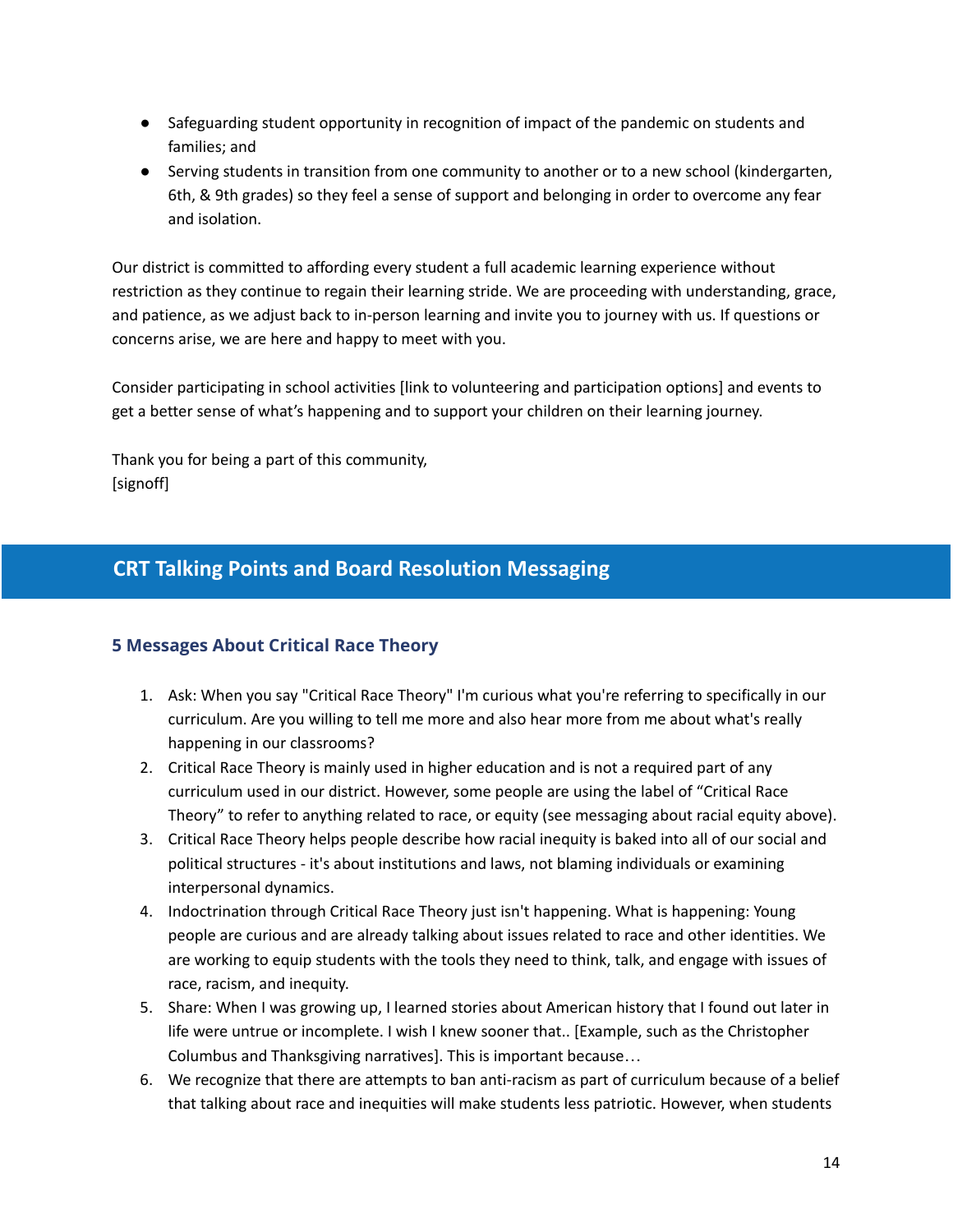- Safeguarding student opportunity in recognition of impact of the pandemic on students and families; and
- Serving students in transition from one community to another or to a new school (kindergarten, 6th, & 9th grades) so they feel a sense of support and belonging in order to overcome any fear and isolation.

Our district is committed to affording every student a full academic learning experience without restriction as they continue to regain their learning stride. We are proceeding with understanding, grace, and patience, as we adjust back to in-person learning and invite you to journey with us. If questions or concerns arise, we are here and happy to meet with you.

Consider participating in school activities [link to volunteering and participation options] and events to get a better sense of what's happening and to support your children on their learning journey.

Thank you for being a part of this community,
[signoff]

## CRT Talking Points and Board Resolution Messaging

### 5 Messages About Critical Race Theory

1. Ask: When you say "Critical Race Theory" I'm curious what you're referring to specifically in our curriculum. Are you willing to tell me more and also hear more from me about what's really happening in our classrooms?
2. Critical Race Theory is mainly used in higher education and is not a required part of any curriculum used in our district. However, some people are using the label of "Critical Race Theory" to refer to anything related to race, or equity (see messaging about racial equity above).
3. Critical Race Theory helps people describe how racial inequity is baked into all of our social and political structures - it's about institutions and laws, not blaming individuals or examining interpersonal dynamics.
4. Indoctrination through Critical Race Theory just isn't happening. What is happening: Young people are curious and are already talking about issues related to race and other identities. We are working to equip students with the tools they need to think, talk, and engage with issues of race, racism, and inequity.
5. Share: When I was growing up, I learned stories about American history that I found out later in life were untrue or incomplete. I wish I knew sooner that.. [Example, such as the Christopher Columbus and Thanksgiving narratives]. This is important because…
6. We recognize that there are attempts to ban anti-racism as part of curriculum because of a belief that talking about race and inequities will make students less patriotic. However, when students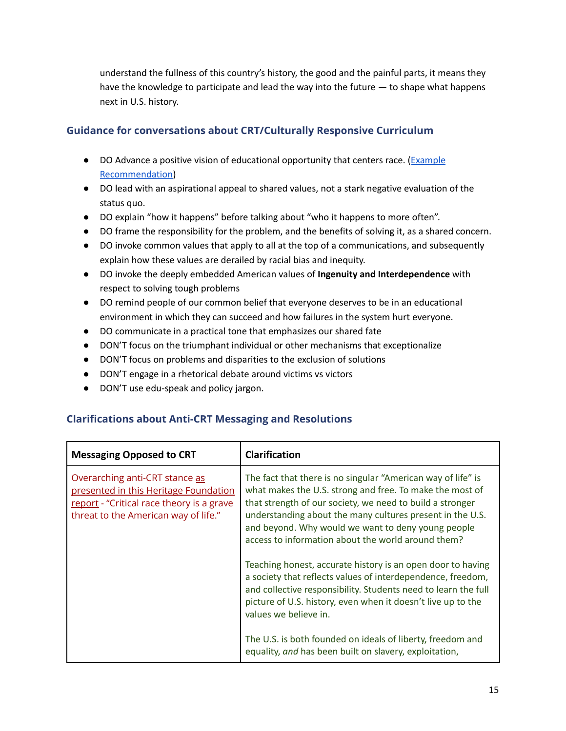understand the fullness of this country's history, the good and the painful parts, it means they have the knowledge to participate and lead the way into the future — to shape what happens next in U.S. history.

### Guidance for conversations about CRT/Culturally Responsive Curriculum

- DO Advance a positive vision of educational opportunity that centers race. (Example Recommendation)
- DO lead with an aspirational appeal to shared values, not a stark negative evaluation of the status quo.
- DO explain "how it happens" before talking about "who it happens to more often".
- DO frame the responsibility for the problem, and the benefits of solving it, as a shared concern.
- DO invoke common values that apply to all at the top of a communications, and subsequently explain how these values are derailed by racial bias and inequity.
- DO invoke the deeply embedded American values of **Ingenuity and Interdependence** with respect to solving tough problems
- DO remind people of our common belief that everyone deserves to be in an educational environment in which they can succeed and how failures in the system hurt everyone.
- DO communicate in a practical tone that emphasizes our shared fate
- DON'T focus on the triumphant individual or other mechanisms that exceptionalize
- DON'T focus on problems and disparities to the exclusion of solutions
- DON'T engage in a rhetorical debate around victims vs victors
- DON'T use edu-speak and policy jargon.

### Clarifications about Anti-CRT Messaging and Resolutions

| Messaging Opposed to CRT | Clarification |
|---|---|
| Overarching anti-CRT stance as presented in this Heritage Foundation report - "Critical race theory is a grave threat to the American way of life." | The fact that there is no singular "American way of life" is what makes the U.S. strong and free. To make the most of that strength of our society, we need to build a stronger understanding about the many cultures present in the U.S. and beyond. Why would we want to deny young people access to information about the world around them?<br><br>Teaching honest, accurate history is an open door to having a society that reflects values of interdependence, freedom, and collective responsibility. Students need to learn the full picture of U.S. history, even when it doesn't live up to the values we believe in.<br><br>The U.S. is both founded on ideals of liberty, freedom and equality, *and* has been built on slavery, exploitation, |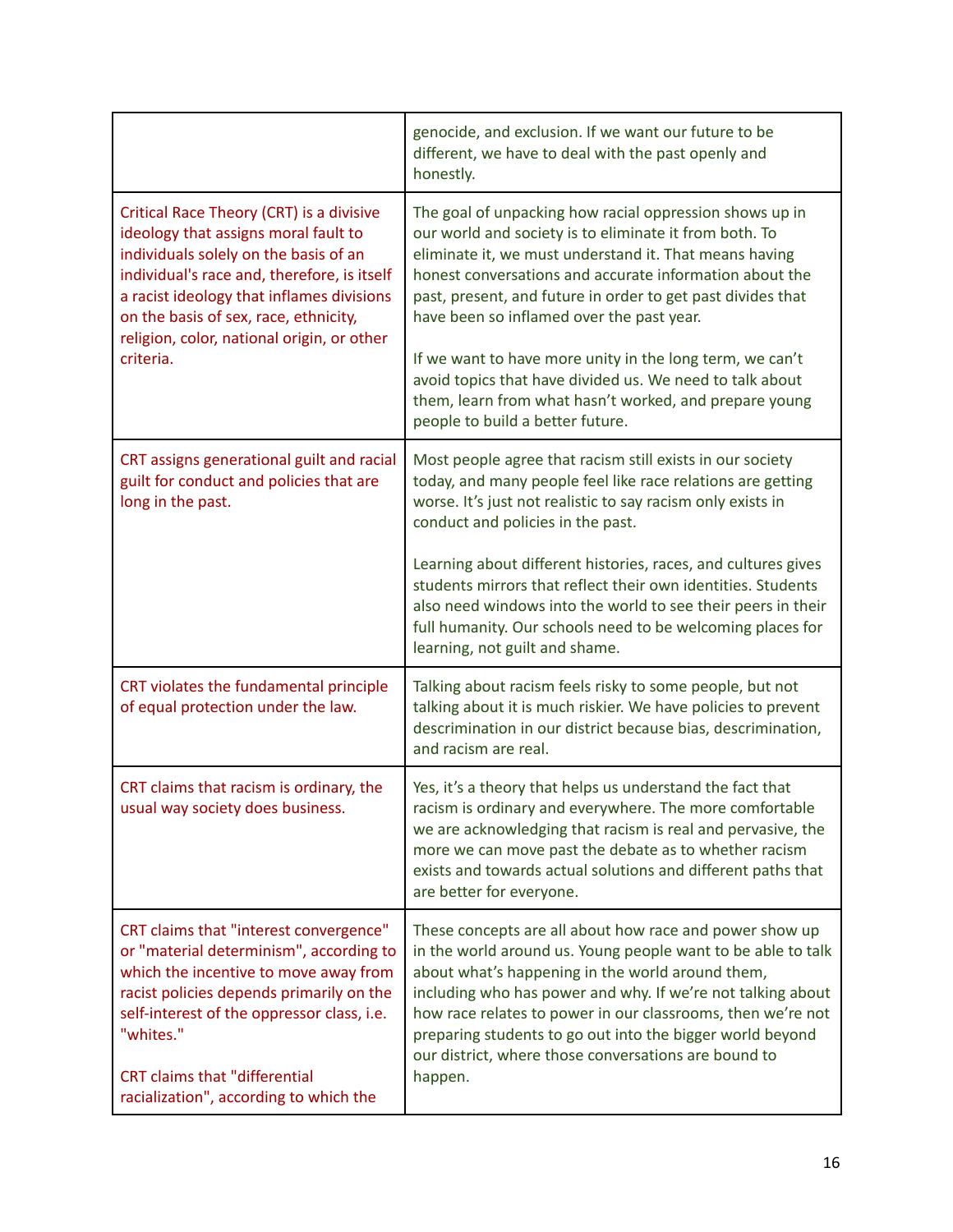| | |
|---|---|
| | genocide, and exclusion. If we want our future to be different, we have to deal with the past openly and honestly. |
| Critical Race Theory (CRT) is a divisive ideology that assigns moral fault to individuals solely on the basis of an individual's race and, therefore, is itself a racist ideology that inflames divisions on the basis of sex, race, ethnicity, religion, color, national origin, or other criteria. | The goal of unpacking how racial oppression shows up in our world and society is to eliminate it from both. To eliminate it, we must understand it. That means having honest conversations and accurate information about the past, present, and future in order to get past divides that have been so inflamed over the past year.<br><br>If we want to have more unity in the long term, we can't avoid topics that have divided us. We need to talk about them, learn from what hasn't worked, and prepare young people to build a better future. |
| CRT assigns generational guilt and racial guilt for conduct and policies that are long in the past. | Most people agree that racism still exists in our society today, and many people feel like race relations are getting worse. It's just not realistic to say racism only exists in conduct and policies in the past.<br><br>Learning about different histories, races, and cultures gives students mirrors that reflect their own identities. Students also need windows into the world to see their peers in their full humanity. Our schools need to be welcoming places for learning, not guilt and shame. |
| CRT violates the fundamental principle of equal protection under the law. | Talking about racism feels risky to some people, but not talking about it is much riskier. We have policies to prevent descrimination in our district because bias, descrimination, and racism are real. |
| CRT claims that racism is ordinary, the usual way society does business. | Yes, it's a theory that helps us understand the fact that racism is ordinary and everywhere. The more comfortable we are acknowledging that racism is real and pervasive, the more we can move past the debate as to whether racism exists and towards actual solutions and different paths that are better for everyone. |
| CRT claims that "interest convergence" or "material determinism", according to which the incentive to move away from racist policies depends primarily on the self-interest of the oppressor class, i.e. "whites."<br><br>CRT claims that "differential racialization", according to which the | These concepts are all about how race and power show up in the world around us. Young people want to be able to talk about what's happening in the world around them, including who has power and why. If we're not talking about how race relates to power in our classrooms, then we're not preparing students to go out into the bigger world beyond our district, where those conversations are bound to happen. |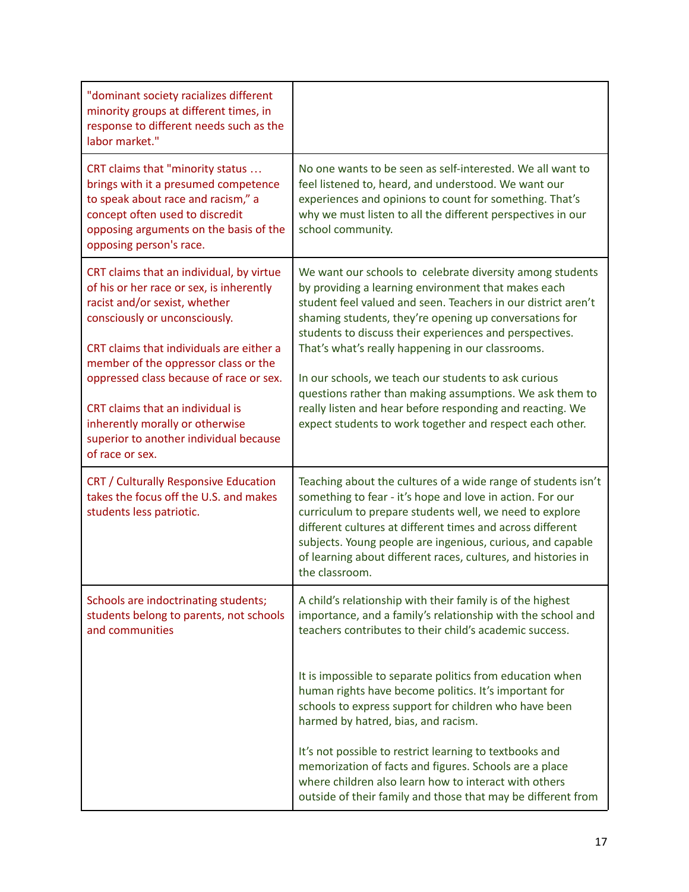| | |
|---|---|
| "dominant society racializes different minority groups at different times, in response to different needs such as the labor market." | |
| CRT claims that "minority status … brings with it a presumed competence to speak about race and racism," a concept often used to discredit opposing arguments on the basis of the opposing person's race. | No one wants to be seen as self-interested. We all want to feel listened to, heard, and understood. We want our experiences and opinions to count for something. That's why we must listen to all the different perspectives in our school community. |
| CRT claims that an individual, by virtue of his or her race or sex, is inherently racist and/or sexist, whether consciously or unconsciously.<br><br>CRT claims that individuals are either a member of the oppressor class or the oppressed class because of race or sex.<br><br>CRT claims that an individual is inherently morally or otherwise superior to another individual because of race or sex. | We want our schools to celebrate diversity among students by providing a learning environment that makes each student feel valued and seen. Teachers in our district aren't shaming students, they're opening up conversations for students to discuss their experiences and perspectives. That's what's really happening in our classrooms.<br><br>In our schools, we teach our students to ask curious questions rather than making assumptions. We ask them to really listen and hear before responding and reacting. We expect students to work together and respect each other. |
| CRT / Culturally Responsive Education takes the focus off the U.S. and makes students less patriotic. | Teaching about the cultures of a wide range of students isn't something to fear - it's hope and love in action. For our curriculum to prepare students well, we need to explore different cultures at different times and across different subjects. Young people are ingenious, curious, and capable of learning about different races, cultures, and histories in the classroom. |
| Schools are indoctrinating students; students belong to parents, not schools and communities | A child's relationship with their family is of the highest importance, and a family's relationship with the school and teachers contributes to their child's academic success.<br><br>It is impossible to separate politics from education when human rights have become politics. It's important for schools to express support for children who have been harmed by hatred, bias, and racism.<br><br>It's not possible to restrict learning to textbooks and memorization of facts and figures. Schools are a place where children also learn how to interact with others outside of their family and those that may be different from |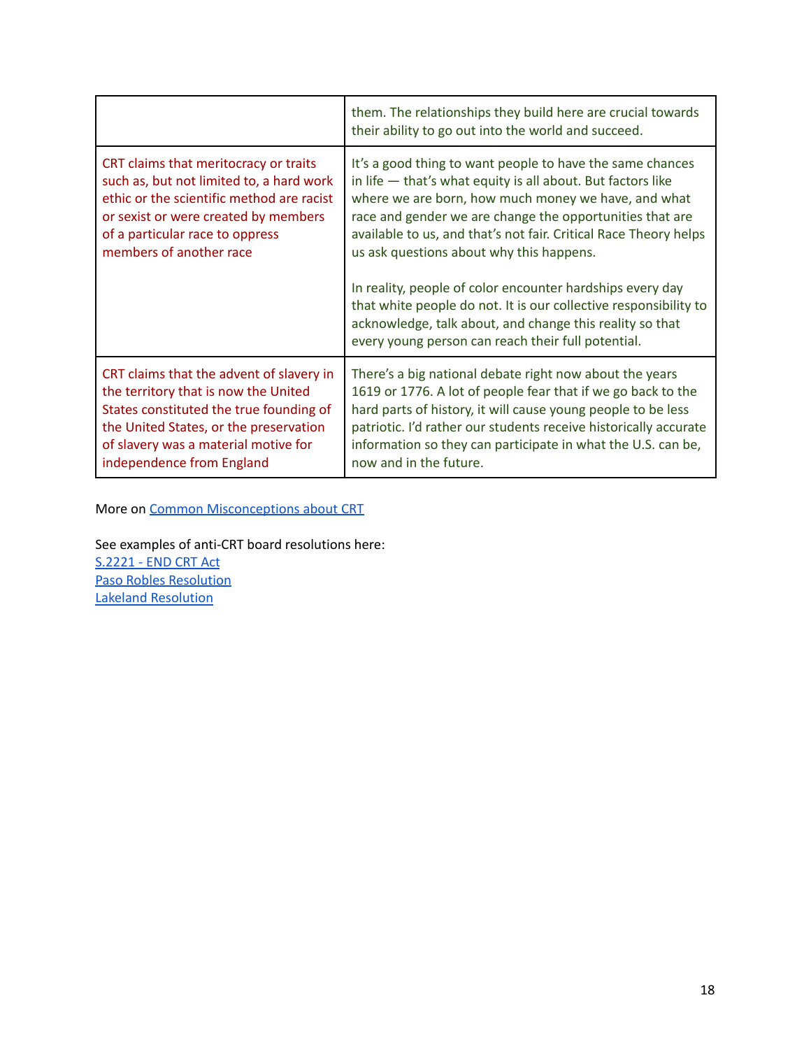| | |
|---|---|
| | them. The relationships they build here are crucial towards their ability to go out into the world and succeed. |
| CRT claims that meritocracy or traits such as, but not limited to, a hard work ethic or the scientific method are racist or sexist or were created by members of a particular race to oppress members of another race | It's a good thing to want people to have the same chances in life — that's what equity is all about. But factors like where we are born, how much money we have, and what race and gender we are change the opportunities that are available to us, and that's not fair. Critical Race Theory helps us ask questions about why this happens.<br><br>In reality, people of color encounter hardships every day that white people do not. It is our collective responsibility to acknowledge, talk about, and change this reality so that every young person can reach their full potential. |
| CRT claims that the advent of slavery in the territory that is now the United States constituted the true founding of the United States, or the preservation of slavery was a material motive for independence from England | There's a big national debate right now about the years 1619 or 1776. A lot of people fear that if we go back to the hard parts of history, it will cause young people to be less patriotic. I'd rather our students receive historically accurate information so they can participate in what the U.S. can be, now and in the future. |

More on [Common Misconceptions about CRT]

See examples of anti-CRT board resolutions here:
[S.2221 - END CRT Act]
[Paso Robles Resolution]
[Lakeland Resolution]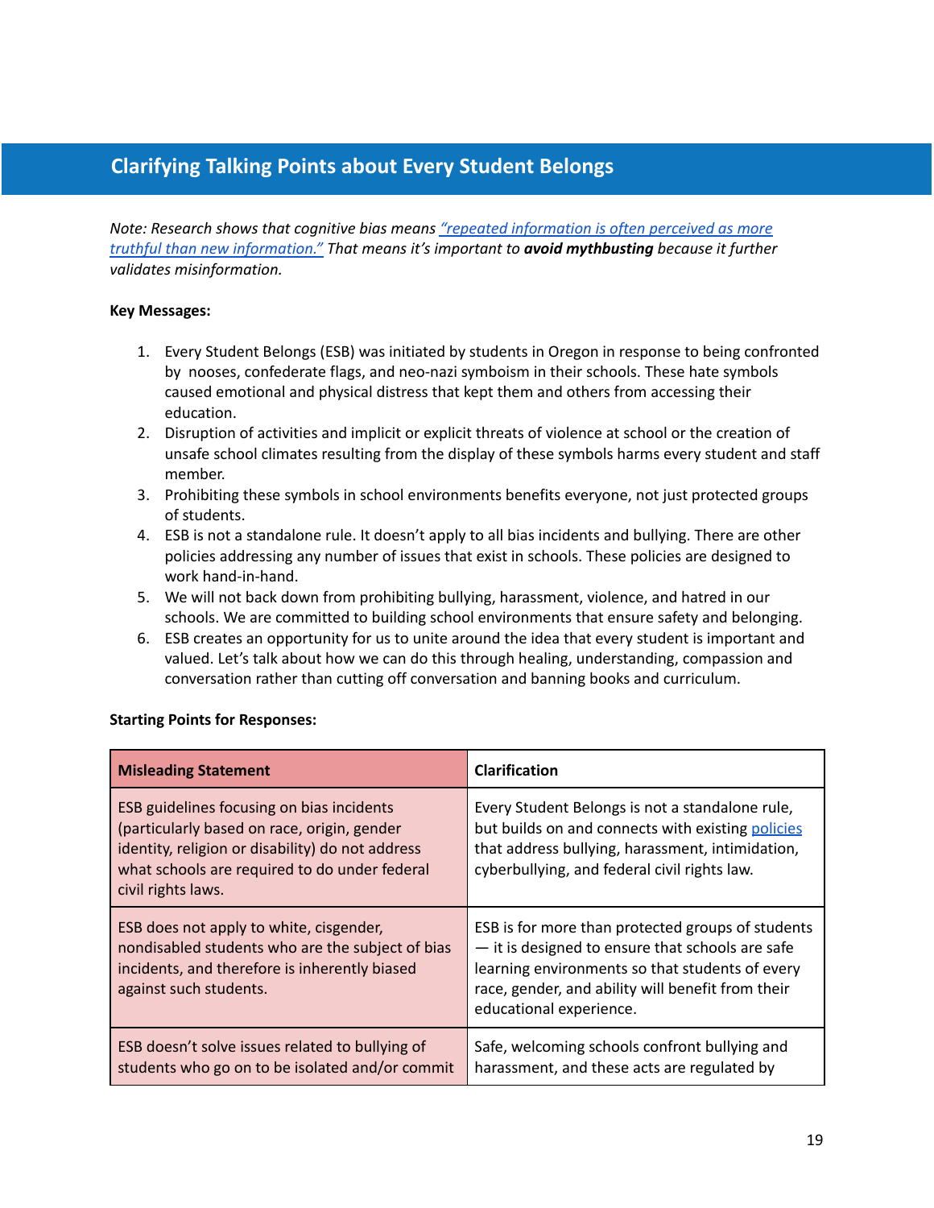## Clarifying Talking Points about Every Student Belongs

*Note: Research shows that cognitive bias means "repeated information is often perceived as more truthful than new information." That means it's important to* ***avoid mythbusting*** *because it further validates misinformation.*

**Key Messages:**

1. Every Student Belongs (ESB) was initiated by students in Oregon in response to being confronted by nooses, confederate flags, and neo-nazi symboism in their schools. These hate symbols caused emotional and physical distress that kept them and others from accessing their education.
2. Disruption of activities and implicit or explicit threats of violence at school or the creation of unsafe school climates resulting from the display of these symbols harms every student and staff member.
3. Prohibiting these symbols in school environments benefits everyone, not just protected groups of students.
4. ESB is not a standalone rule. It doesn't apply to all bias incidents and bullying. There are other policies addressing any number of issues that exist in schools. These policies are designed to work hand-in-hand.
5. We will not back down from prohibiting bullying, harassment, violence, and hatred in our schools. We are committed to building school environments that ensure safety and belonging.
6. ESB creates an opportunity for us to unite around the idea that every student is important and valued. Let's talk about how we can do this through healing, understanding, compassion and conversation rather than cutting off conversation and banning books and curriculum.

**Starting Points for Responses:**

| Misleading Statement | Clarification |
|---|---|
| ESB guidelines focusing on bias incidents (particularly based on race, origin, gender identity, religion or disability) do not address what schools are required to do under federal civil rights laws. | Every Student Belongs is not a standalone rule, but builds on and connects with existing policies that address bullying, harassment, intimidation, cyberbullying, and federal civil rights law. |
| ESB does not apply to white, cisgender, nondisabled students who are the subject of bias incidents, and therefore is inherently biased against such students. | ESB is for more than protected groups of students — it is designed to ensure that schools are safe learning environments so that students of every race, gender, and ability will benefit from their educational experience. |
| ESB doesn't solve issues related to bullying of students who go on to be isolated and/or commit | Safe, welcoming schools confront bullying and harassment, and these acts are regulated by |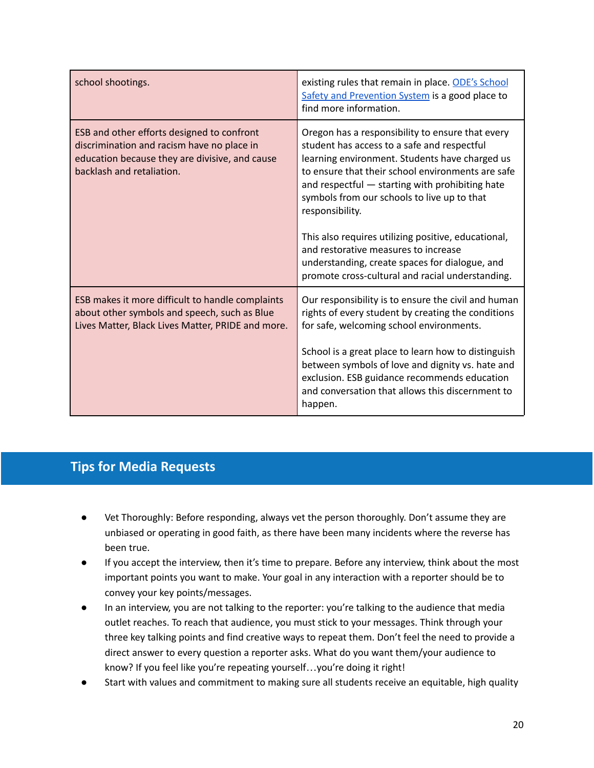| | |
|---|---|
| school shootings. | existing rules that remain in place. [ODE's School Safety and Prevention System](#) is a good place to find more information. |
| ESB and other efforts designed to confront discrimination and racism have no place in education because they are divisive, and cause backlash and retaliation. | Oregon has a responsibility to ensure that every student has access to a safe and respectful learning environment. Students have charged us to ensure that their school environments are safe and respectful — starting with prohibiting hate symbols from our schools to live up to that responsibility.<br><br>This also requires utilizing positive, educational, and restorative measures to increase understanding, create spaces for dialogue, and promote cross-cultural and racial understanding. |
| ESB makes it more difficult to handle complaints about other symbols and speech, such as Blue Lives Matter, Black Lives Matter, PRIDE and more. | Our responsibility is to ensure the civil and human rights of every student by creating the conditions for safe, welcoming school environments.<br><br>School is a great place to learn how to distinguish between symbols of love and dignity vs. hate and exclusion. ESB guidance recommends education and conversation that allows this discernment to happen. |

## Tips for Media Requests

- Vet Thoroughly: Before responding, always vet the person thoroughly. Don't assume they are unbiased or operating in good faith, as there have been many incidents where the reverse has been true.
- If you accept the interview, then it's time to prepare. Before any interview, think about the most important points you want to make. Your goal in any interaction with a reporter should be to convey your key points/messages.
- In an interview, you are not talking to the reporter: you're talking to the audience that media outlet reaches. To reach that audience, you must stick to your messages. Think through your three key talking points and find creative ways to repeat them. Don't feel the need to provide a direct answer to every question a reporter asks. What do you want them/your audience to know? If you feel like you're repeating yourself…you're doing it right!
- Start with values and commitment to making sure all students receive an equitable, high quality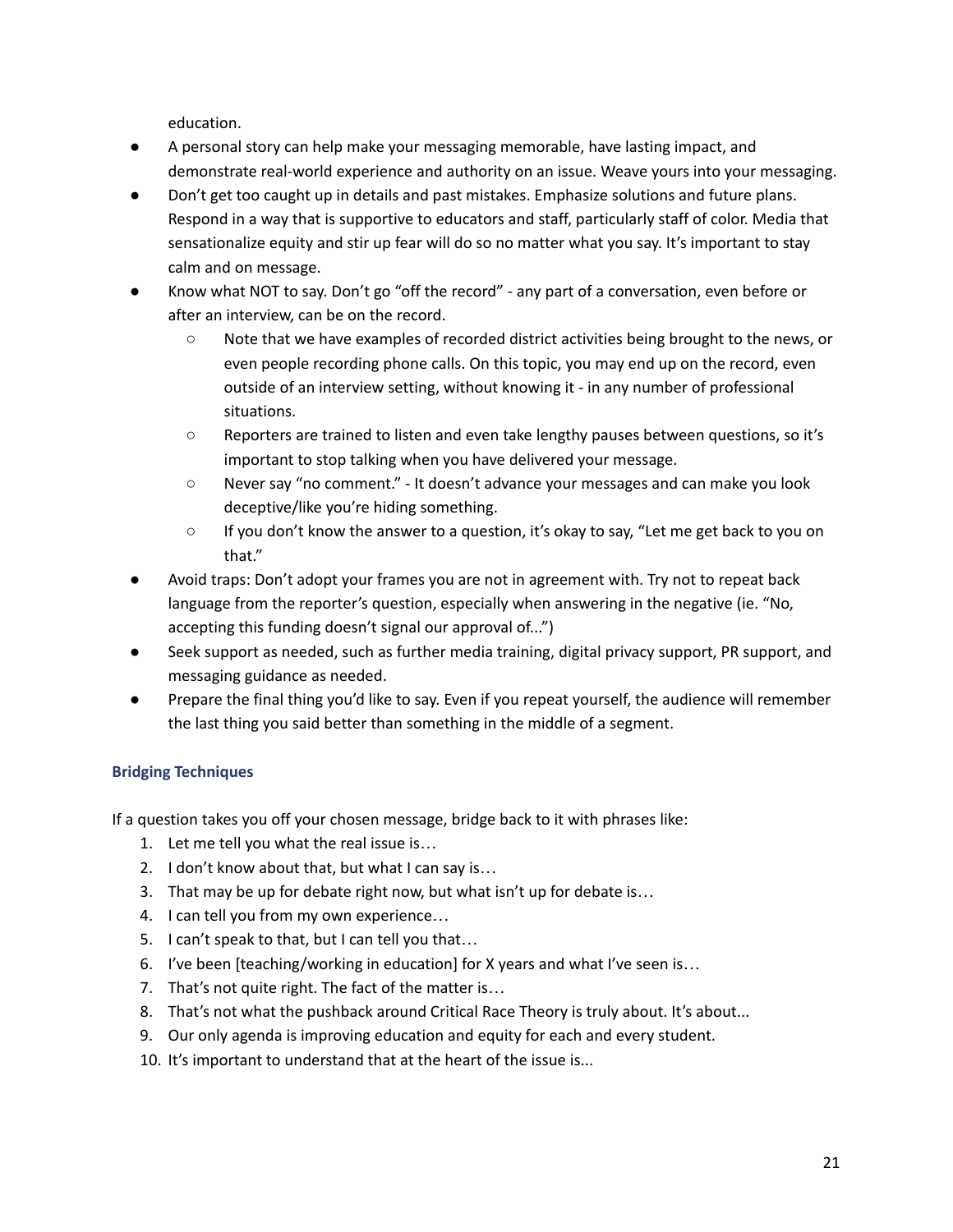education.

- A personal story can help make your messaging memorable, have lasting impact, and demonstrate real-world experience and authority on an issue. Weave yours into your messaging.
- Don't get too caught up in details and past mistakes. Emphasize solutions and future plans. Respond in a way that is supportive to educators and staff, particularly staff of color. Media that sensationalize equity and stir up fear will do so no matter what you say. It's important to stay calm and on message.
- Know what NOT to say. Don't go "off the record" - any part of a conversation, even before or after an interview, can be on the record.
  - Note that we have examples of recorded district activities being brought to the news, or even people recording phone calls. On this topic, you may end up on the record, even outside of an interview setting, without knowing it - in any number of professional situations.
  - Reporters are trained to listen and even take lengthy pauses between questions, so it's important to stop talking when you have delivered your message.
  - Never say "no comment." - It doesn't advance your messages and can make you look deceptive/like you're hiding something.
  - If you don't know the answer to a question, it's okay to say, "Let me get back to you on that."
- Avoid traps: Don't adopt your frames you are not in agreement with. Try not to repeat back language from the reporter's question, especially when answering in the negative (ie. "No, accepting this funding doesn't signal our approval of...")
- Seek support as needed, such as further media training, digital privacy support, PR support, and messaging guidance as needed.
- Prepare the final thing you'd like to say. Even if you repeat yourself, the audience will remember the last thing you said better than something in the middle of a segment.

### Bridging Techniques

If a question takes you off your chosen message, bridge back to it with phrases like:

1. Let me tell you what the real issue is…
2. I don't know about that, but what I can say is…
3. That may be up for debate right now, but what isn't up for debate is…
4. I can tell you from my own experience…
5. I can't speak to that, but I can tell you that…
6. I've been [teaching/working in education] for X years and what I've seen is…
7. That's not quite right. The fact of the matter is…
8. That's not what the pushback around Critical Race Theory is truly about. It's about...
9. Our only agenda is improving education and equity for each and every student.
10. It's important to understand that at the heart of the issue is...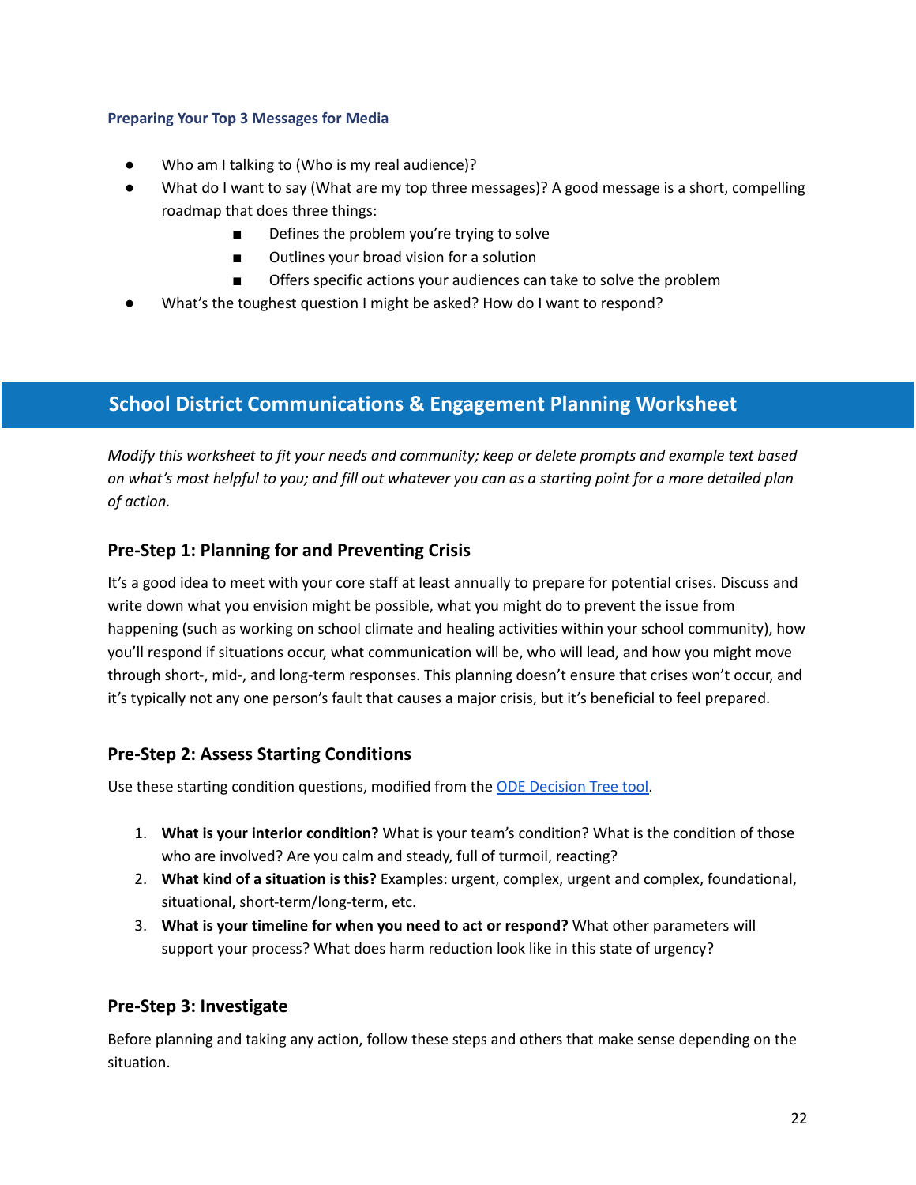### Preparing Your Top 3 Messages for Media

- Who am I talking to (Who is my real audience)?
- What do I want to say (What are my top three messages)? A good message is a short, compelling roadmap that does three things:
    - Defines the problem you're trying to solve
    - Outlines your broad vision for a solution
    - Offers specific actions your audiences can take to solve the problem
- What's the toughest question I might be asked? How do I want to respond?

## School District Communications & Engagement Planning Worksheet

*Modify this worksheet to fit your needs and community; keep or delete prompts and example text based on what's most helpful to you; and fill out whatever you can as a starting point for a more detailed plan of action.*

### Pre-Step 1: Planning for and Preventing Crisis

It's a good idea to meet with your core staff at least annually to prepare for potential crises. Discuss and write down what you envision might be possible, what you might do to prevent the issue from happening (such as working on school climate and healing activities within your school community), how you'll respond if situations occur, what communication will be, who will lead, and how you might move through short-, mid-, and long-term responses. This planning doesn't ensure that crises won't occur, and it's typically not any one person's fault that causes a major crisis, but it's beneficial to feel prepared.

### Pre-Step 2: Assess Starting Conditions

Use these starting condition questions, modified from the ODE Decision Tree tool.

1. **What is your interior condition?** What is your team's condition? What is the condition of those who are involved? Are you calm and steady, full of turmoil, reacting?
2. **What kind of a situation is this?** Examples: urgent, complex, urgent and complex, foundational, situational, short-term/long-term, etc.
3. **What is your timeline for when you need to act or respond?** What other parameters will support your process? What does harm reduction look like in this state of urgency?

### Pre-Step 3: Investigate

Before planning and taking any action, follow these steps and others that make sense depending on the situation.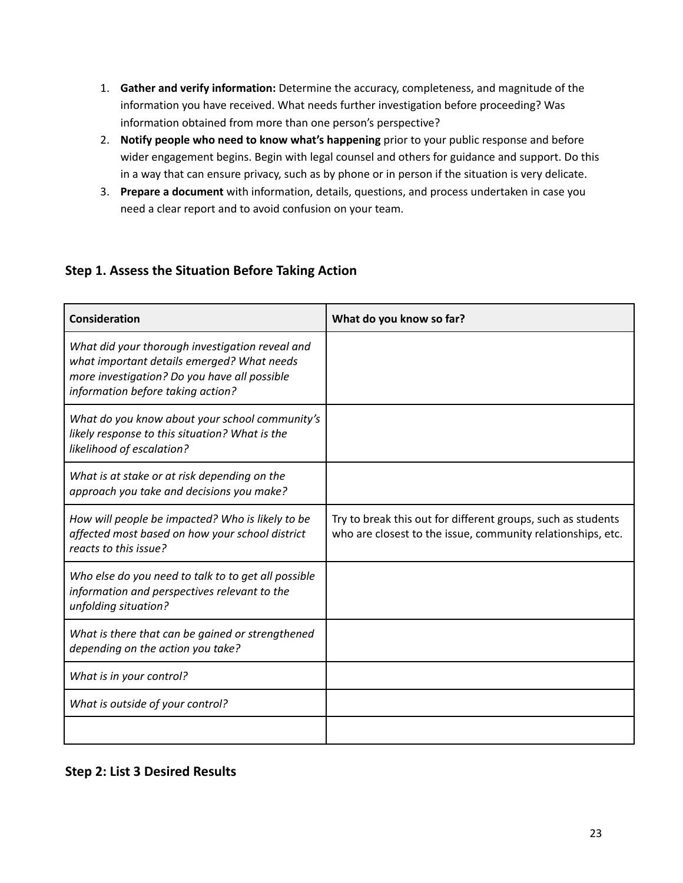1. **Gather and verify information:** Determine the accuracy, completeness, and magnitude of the information you have received. What needs further investigation before proceeding? Was information obtained from more than one person's perspective?
2. **Notify people who need to know what's happening** prior to your public response and before wider engagement begins. Begin with legal counsel and others for guidance and support. Do this in a way that can ensure privacy, such as by phone or in person if the situation is very delicate.
3. **Prepare a document** with information, details, questions, and process undertaken in case you need a clear report and to avoid confusion on your team.

### Step 1. Assess the Situation Before Taking Action

| Consideration | What do you know so far? |
|---|---|
| *What did your thorough investigation reveal and what important details emerged? What needs more investigation? Do you have all possible information before taking action?* | |
| *What do you know about your school community's likely response to this situation? What is the likelihood of escalation?* | |
| *What is at stake or at risk depending on the approach you take and decisions you make?* | |
| *How will people be impacted? Who is likely to be affected most based on how your school district reacts to this issue?* | Try to break this out for different groups, such as students who are closest to the issue, community relationships, etc. |
| *Who else do you need to talk to to get all possible information and perspectives relevant to the unfolding situation?* | |
| *What is there that can be gained or strengthened depending on the action you take?* | |
| *What is in your control?* | |
| *What is outside of your control?* | |
| | |

### Step 2: List 3 Desired Results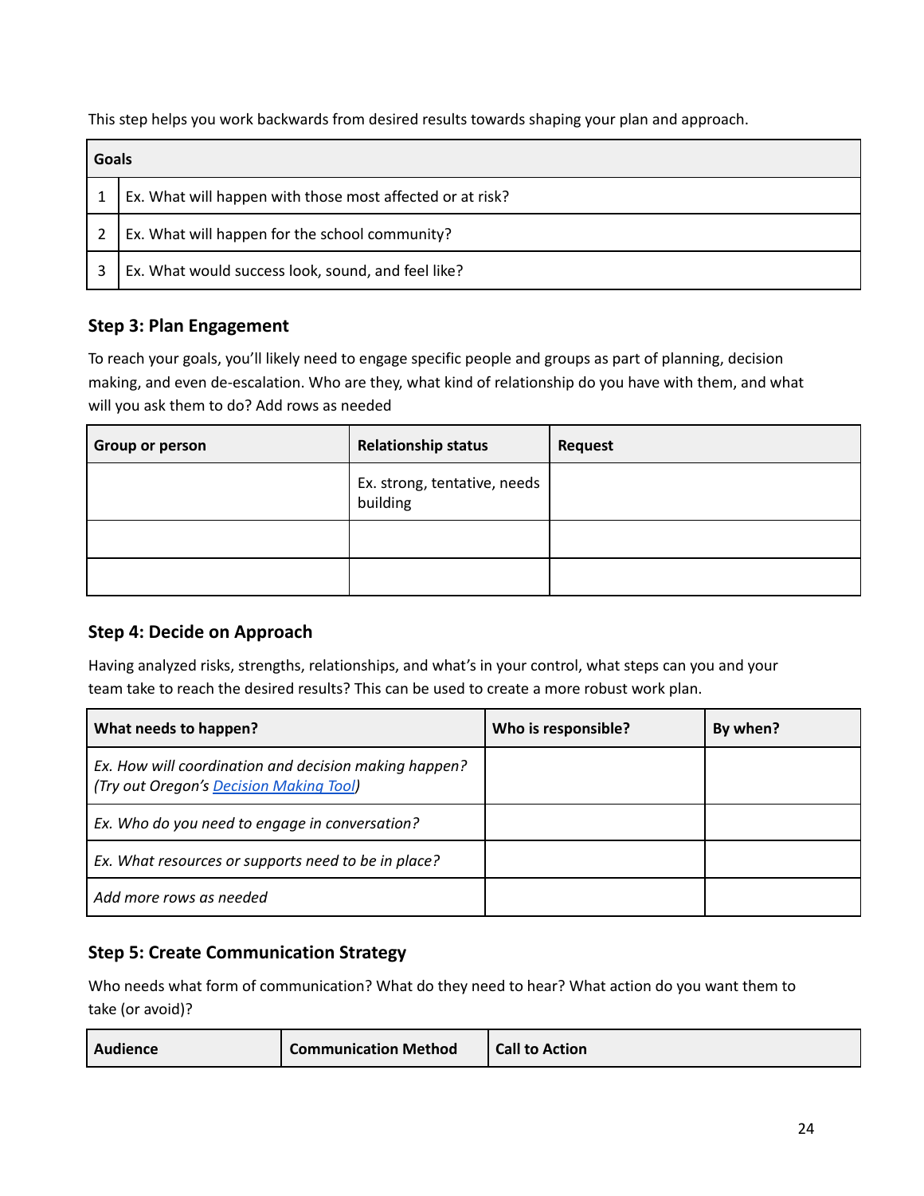This step helps you work backwards from desired results towards shaping your plan and approach.

| Goals | |
|---|---|
| 1 | Ex. What will happen with those most affected or at risk? |
| 2 | Ex. What will happen for the school community? |
| 3 | Ex. What would success look, sound, and feel like? |

### Step 3: Plan Engagement

To reach your goals, you'll likely need to engage specific people and groups as part of planning, decision making, and even de-escalation. Who are they, what kind of relationship do you have with them, and what will you ask them to do? Add rows as needed

| Group or person | Relationship status | Request |
|---|---|---|
| | Ex. strong, tentative, needs building | |
| | | |
| | | |

### Step 4: Decide on Approach

Having analyzed risks, strengths, relationships, and what's in your control, what steps can you and your team take to reach the desired results? This can be used to create a more robust work plan.

| What needs to happen? | Who is responsible? | By when? |
|---|---|---|
| *Ex. How will coordination and decision making happen? (Try out Oregon's [Decision Making Tool](#))* | | |
| *Ex. Who do you need to engage in conversation?* | | |
| *Ex. What resources or supports need to be in place?* | | |
| *Add more rows as needed* | | |

### Step 5: Create Communication Strategy

Who needs what form of communication? What do they need to hear? What action do you want them to take (or avoid)?

| Audience | Communication Method | Call to Action |
|---|---|---|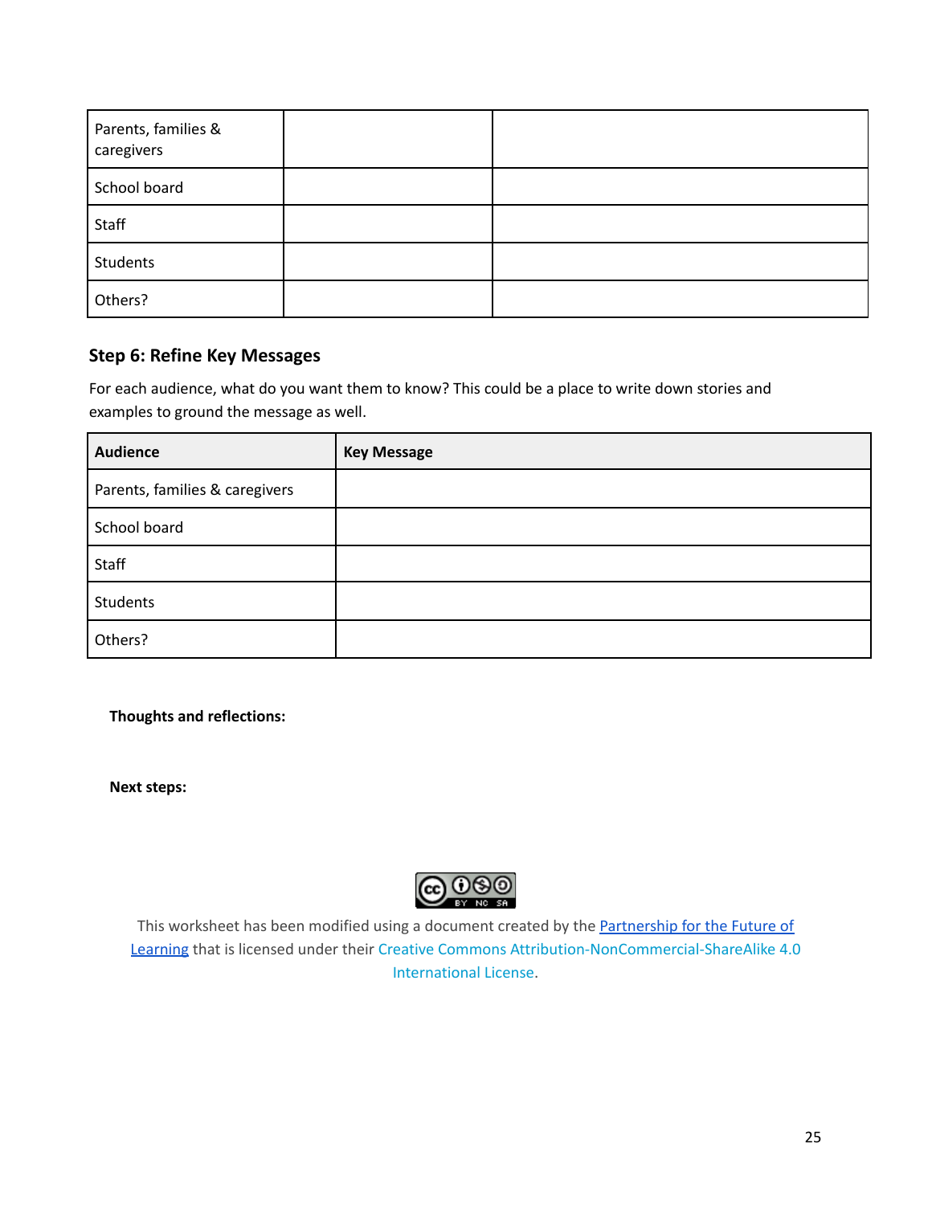| Parents, families & caregivers | | |
|---|---|---|
| School board | | |
| Staff | | |
| Students | | |
| Others? | | |

### Step 6: Refine Key Messages

For each audience, what do you want them to know? This could be a place to write down stories and examples to ground the message as well.

| Audience | Key Message |
|---|---|
| Parents, families & caregivers | |
| School board | |
| Staff | |
| Students | |
| Others? | |

**Thoughts and reflections:**

**Next steps:**

This worksheet has been modified using a document created by the Partnership for the Future of Learning that is licensed under their Creative Commons Attribution-NonCommercial-ShareAlike 4.0 International License.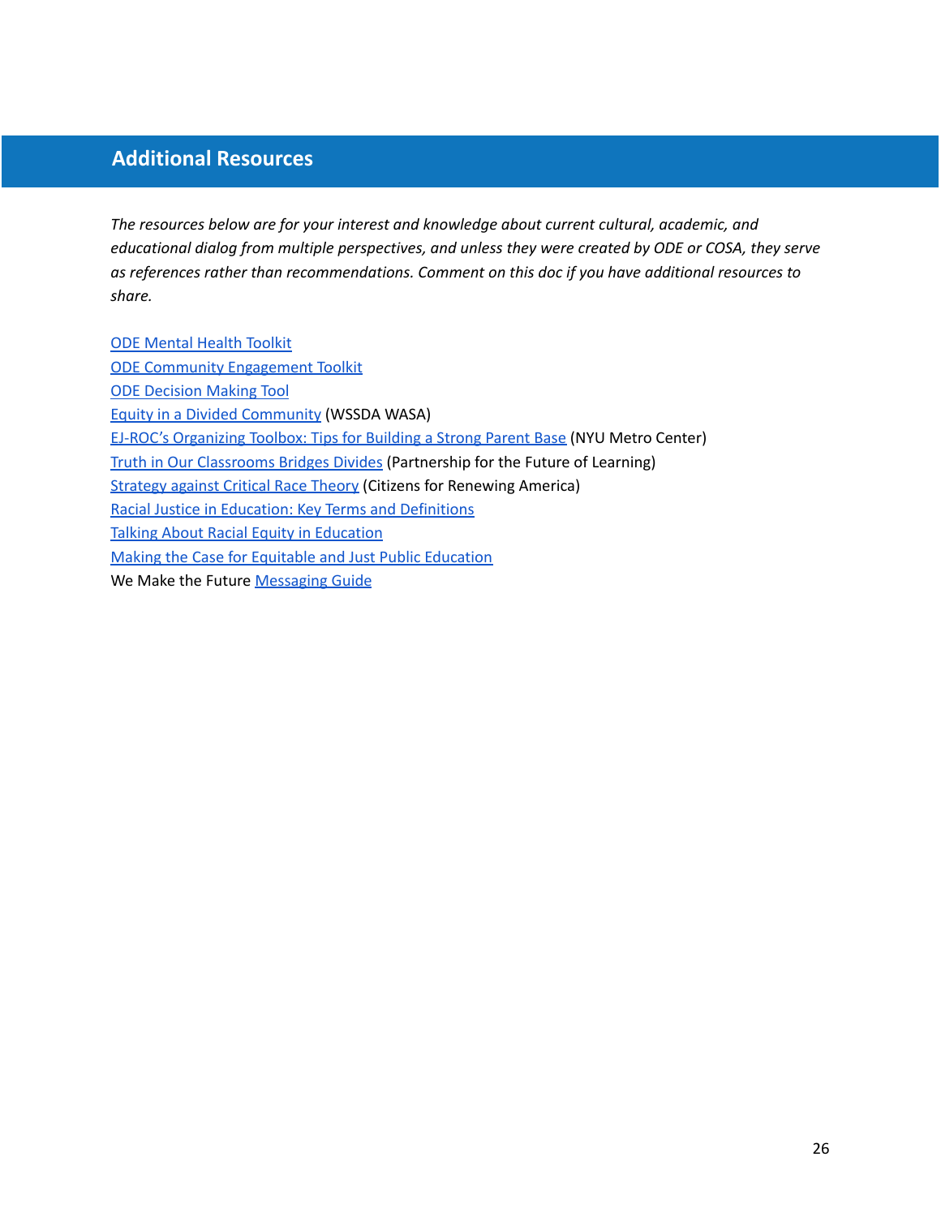## Additional Resources

*The resources below are for your interest and knowledge about current cultural, academic, and educational dialog from multiple perspectives, and unless they were created by ODE or COSA, they serve as references rather than recommendations. Comment on this doc if you have additional resources to share.*

ODE Mental Health Toolkit
ODE Community Engagement Toolkit
ODE Decision Making Tool
Equity in a Divided Community (WSSDA WASA)
EJ-ROC's Organizing Toolbox: Tips for Building a Strong Parent Base (NYU Metro Center)
Truth in Our Classrooms Bridges Divides (Partnership for the Future of Learning)
Strategy against Critical Race Theory (Citizens for Renewing America)
Racial Justice in Education: Key Terms and Definitions
Talking About Racial Equity in Education
Making the Case for Equitable and Just Public Education
We Make the Future Messaging Guide